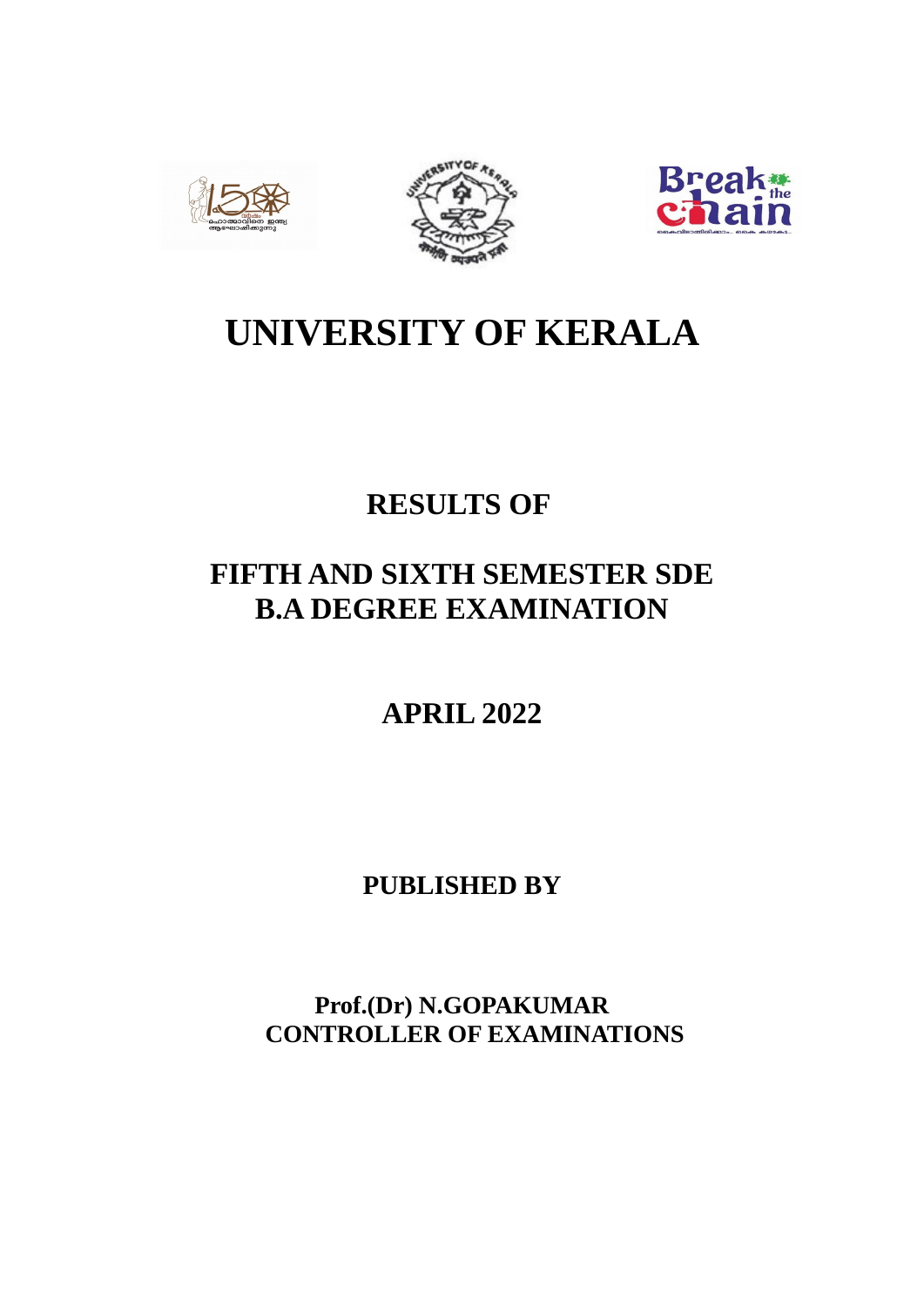# UNIVERSITY OF KERALA

## RESULTS OF

## FIFTH AND SIXTH SEMESTER SDE B.A DEGREE EXAMINATION

## APRIL 2022

**PUBLISHED BY**

**Prof.(Dr) N.GOPAKUMAR**
**CONTROLLER OF EXAMINATIONS**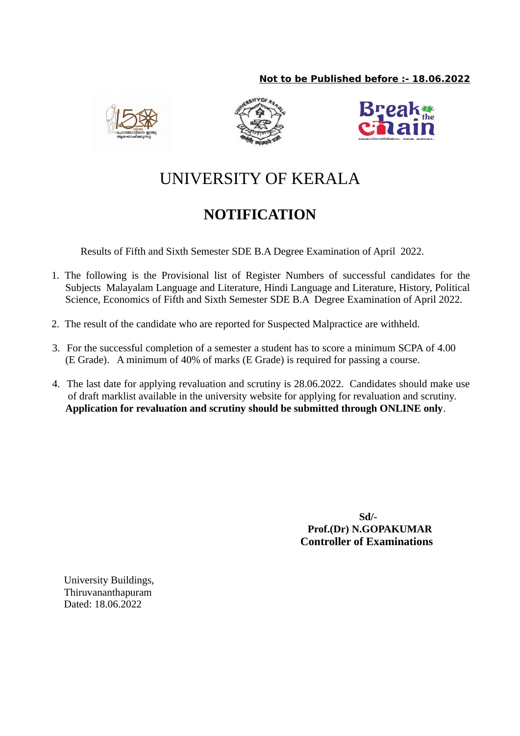**Not to be Published before :- 18.06.2022**

# UNIVERSITY OF KERALA

## NOTIFICATION

Results of Fifth and Sixth Semester SDE B.A Degree Examination of April 2022.

1. The following is the Provisional list of Register Numbers of successful candidates for the Subjects Malayalam Language and Literature, Hindi Language and Literature, History, Political Science, Economics of Fifth and Sixth Semester SDE B.A Degree Examination of April 2022.

2. The result of the candidate who are reported for Suspected Malpractice are withheld.

3. For the successful completion of a semester a student has to score a minimum SCPA of 4.00 (E Grade). A minimum of 40% of marks (E Grade) is required for passing a course.

4. The last date for applying revaluation and scrutiny is 28.06.2022. Candidates should make use of draft marklist available in the university website for applying for revaluation and scrutiny. **Application for revaluation and scrutiny should be submitted through ONLINE only**.

**Sd/-**
**Prof.(Dr) N.GOPAKUMAR**
**Controller of Examinations**

University Buildings,
Thiruvananthapuram
Dated: 18.06.2022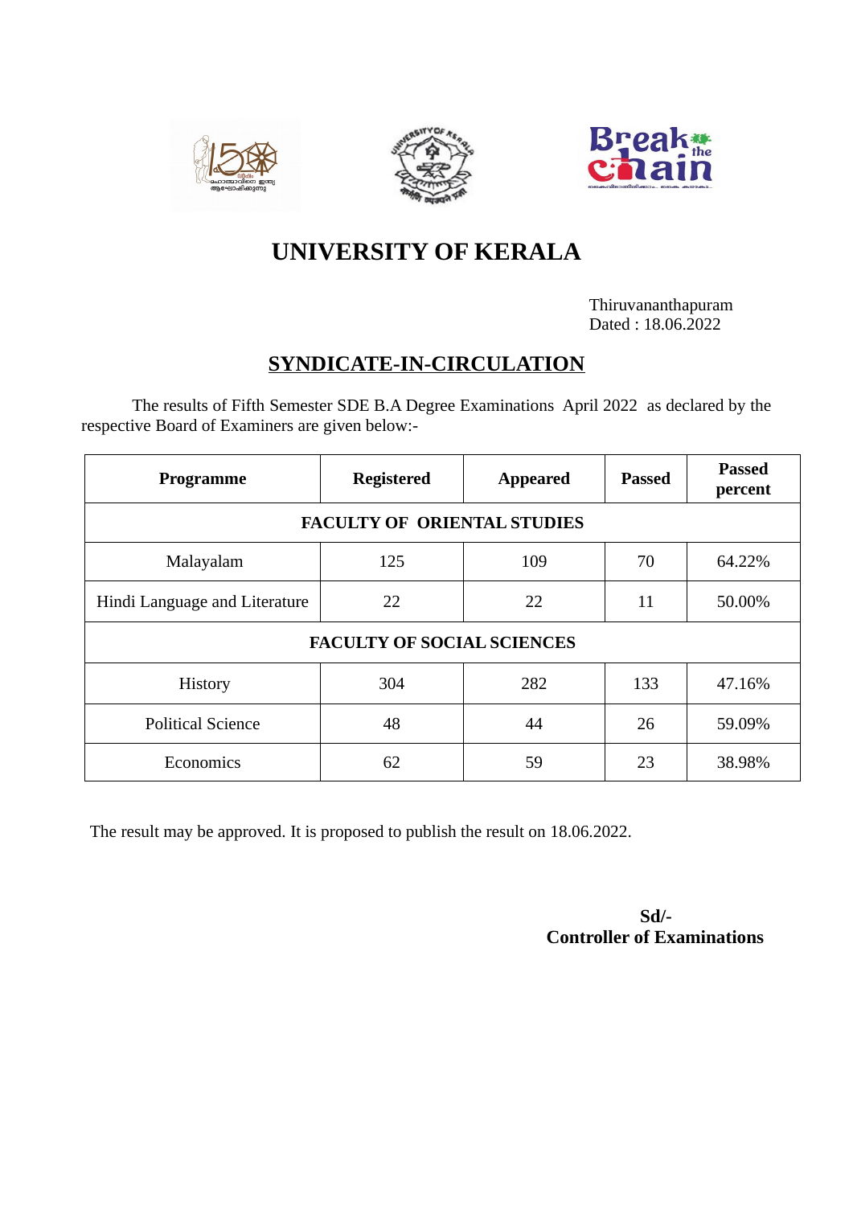# UNIVERSITY OF KERALA

Thiruvananthapuram
Dated : 18.06.2022

## SYNDICATE-IN-CIRCULATION

The results of Fifth Semester SDE B.A Degree Examinations April 2022 as declared by the respective Board of Examiners are given below:-

| Programme | Registered | Appeared | Passed | Passed percent |
|---|---|---|---|---|
| **FACULTY OF ORIENTAL STUDIES** | | | | |
| Malayalam | 125 | 109 | 70 | 64.22% |
| Hindi Language and Literature | 22 | 22 | 11 | 50.00% |
| **FACULTY OF SOCIAL SCIENCES** | | | | |
| History | 304 | 282 | 133 | 47.16% |
| Political Science | 48 | 44 | 26 | 59.09% |
| Economics | 62 | 59 | 23 | 38.98% |

The result may be approved. It is proposed to publish the result on 18.06.2022.

**Sd/-**
**Controller of Examinations**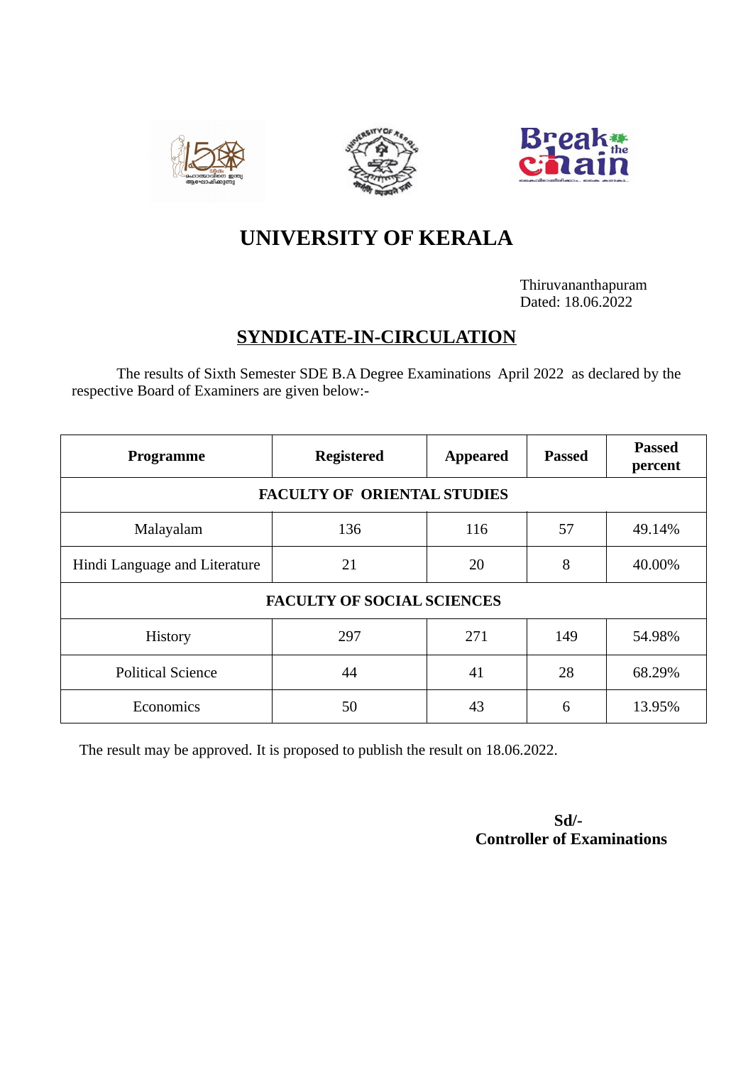# UNIVERSITY OF KERALA

Thiruvananthapuram
Dated: 18.06.2022

## SYNDICATE-IN-CIRCULATION

The results of Sixth Semester SDE B.A Degree Examinations April 2022 as declared by the respective Board of Examiners are given below:-

| Programme | Registered | Appeared | Passed | Passed percent |
|---|---|---|---|---|
| **FACULTY OF ORIENTAL STUDIES** | | | | |
| Malayalam | 136 | 116 | 57 | 49.14% |
| Hindi Language and Literature | 21 | 20 | 8 | 40.00% |
| **FACULTY OF SOCIAL SCIENCES** | | | | |
| History | 297 | 271 | 149 | 54.98% |
| Political Science | 44 | 41 | 28 | 68.29% |
| Economics | 50 | 43 | 6 | 13.95% |

The result may be approved. It is proposed to publish the result on 18.06.2022.

**Sd/-**
**Controller of Examinations**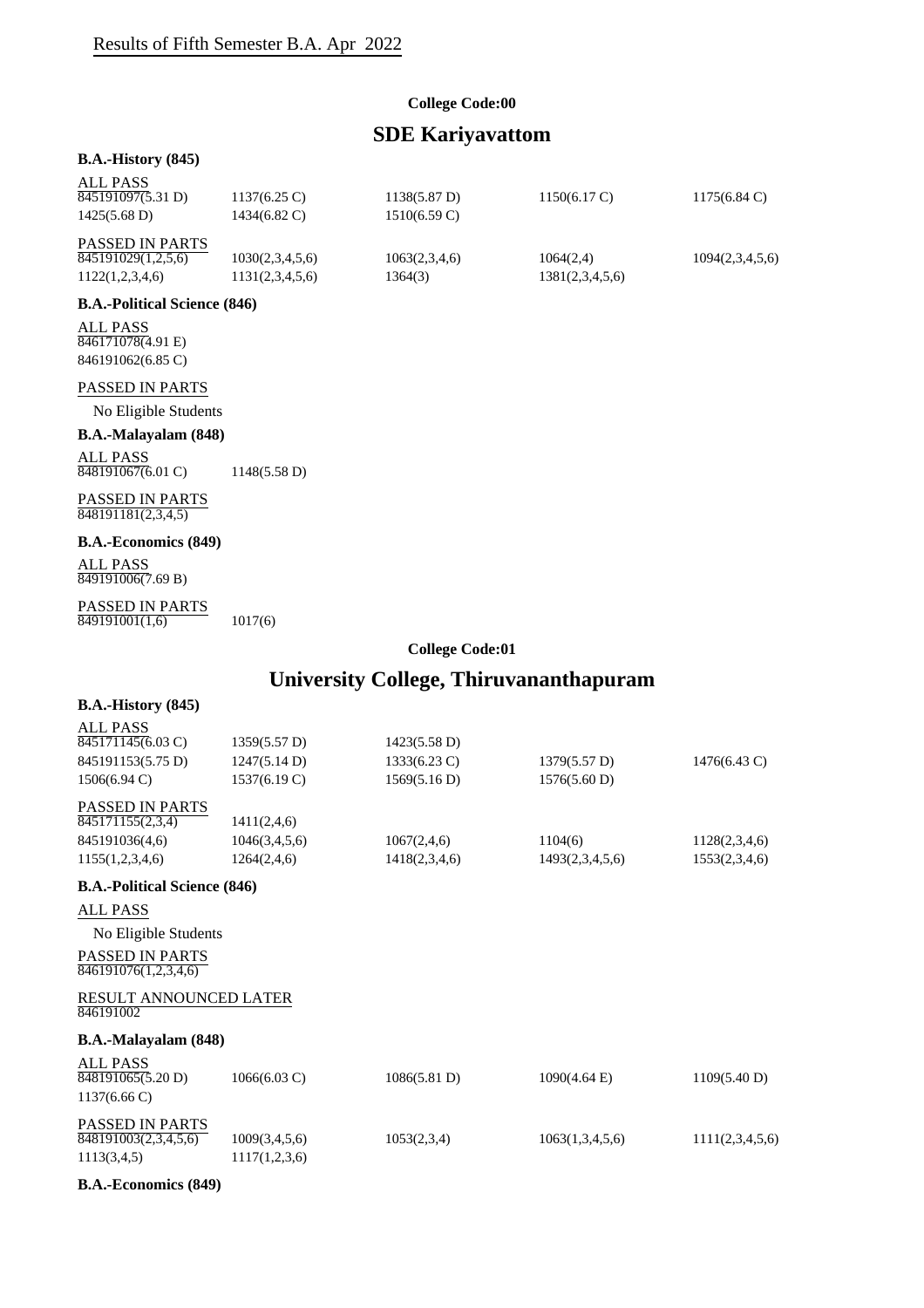Results of Fifth Semester B.A. Apr 2022

**College Code:00**

## SDE Kariyavattom

### B.A.-History (845)

ALL PASS

845191097(5.31 D) 1137(6.25 C) 1138(5.87 D) 1150(6.17 C) 1175(6.84 C)
1425(5.68 D) 1434(6.82 C) 1510(6.59 C)

PASSED IN PARTS

845191029(1,2,5,6) 1030(2,3,4,5,6) 1063(2,3,4,6) 1064(2,4) 1094(2,3,4,5,6)
1122(1,2,3,4,6) 1131(2,3,4,5,6) 1364(3) 1381(2,3,4,5,6)

### B.A.-Political Science (846)

ALL PASS

846171078(4.91 E)
846191062(6.85 C)

PASSED IN PARTS

No Eligible Students

### B.A.-Malayalam (848)

ALL PASS

848191067(6.01 C) 1148(5.58 D)

PASSED IN PARTS

848191181(2,3,4,5)

### B.A.-Economics (849)

ALL PASS

849191006(7.69 B)

PASSED IN PARTS

849191001(1,6) 1017(6)

**College Code:01**

## University College, Thiruvananthapuram

### B.A.-History (845)

ALL PASS

845171145(6.03 C) 1359(5.57 D) 1423(5.58 D)
845191153(5.75 D) 1247(5.14 D) 1333(6.23 C) 1379(5.57 D) 1476(6.43 C)
1506(6.94 C) 1537(6.19 C) 1569(5.16 D) 1576(5.60 D)

PASSED IN PARTS

845171155(2,3,4) 1411(2,4,6)
845191036(4,6) 1046(3,4,5,6) 1067(2,4,6) 1104(6) 1128(2,3,4,6)
1155(1,2,3,4,6) 1264(2,4,6) 1418(2,3,4,6) 1493(2,3,4,5,6) 1553(2,3,4,6)

### B.A.-Political Science (846)

ALL PASS

No Eligible Students

PASSED IN PARTS

846191076(1,2,3,4,6)

RESULT ANNOUNCED LATER

846191002

### B.A.-Malayalam (848)

ALL PASS

848191065(5.20 D) 1066(6.03 C) 1086(5.81 D) 1090(4.64 E) 1109(5.40 D)
1137(6.66 C)

PASSED IN PARTS

848191003(2,3,4,5,6) 1009(3,4,5,6) 1053(2,3,4) 1063(1,3,4,5,6) 1111(2,3,4,5,6)
1113(3,4,5) 1117(1,2,3,6)

### B.A.-Economics (849)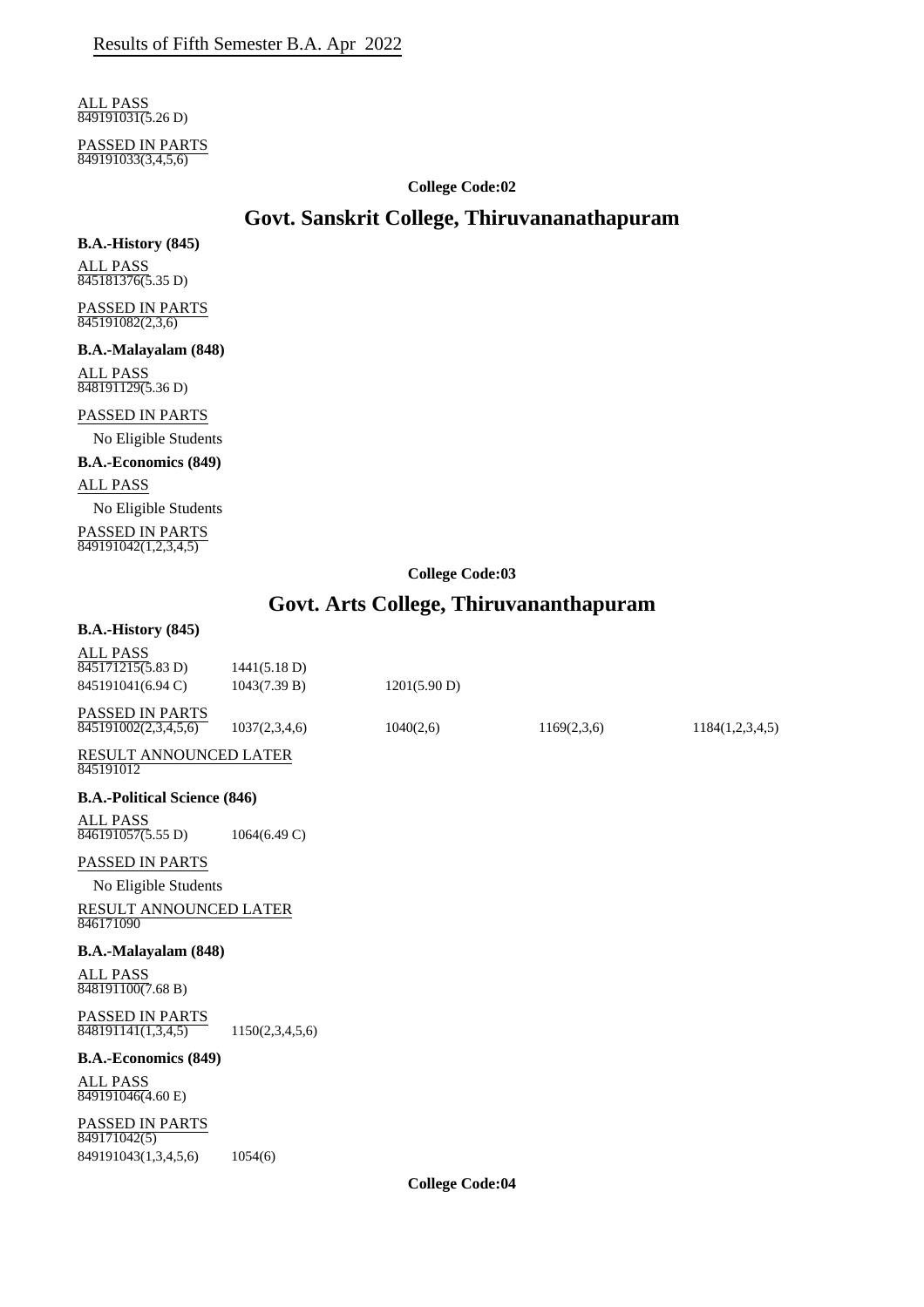Results of Fifth Semester B.A. Apr 2022

ALL PASS
849191031(5.26 D)

PASSED IN PARTS
849191033(3,4,5,6)

**College Code:02**

## Govt. Sanskrit College, Thiruvananathapuram

**B.A.-History (845)**

ALL PASS
845181376(5.35 D)

PASSED IN PARTS
845191082(2,3,6)

**B.A.-Malayalam (848)**

ALL PASS
848191129(5.36 D)

PASSED IN PARTS

No Eligible Students

**B.A.-Economics (849)**

ALL PASS

No Eligible Students

PASSED IN PARTS
849191042(1,2,3,4,5)

**College Code:03**

## Govt. Arts College, Thiruvananthapuram

**B.A.-History (845)**

ALL PASS
845171215(5.83 D) 1441(5.18 D)
845191041(6.94 C) 1043(7.39 B) 1201(5.90 D)

PASSED IN PARTS
845191002(2,3,4,5,6) 1037(2,3,4,6) 1040(2,6) 1169(2,3,6) 1184(1,2,3,4,5)

RESULT ANNOUNCED LATER
845191012

**B.A.-Political Science (846)**

ALL PASS
846191057(5.55 D) 1064(6.49 C)

PASSED IN PARTS

No Eligible Students

RESULT ANNOUNCED LATER
846171090

**B.A.-Malayalam (848)**

ALL PASS
848191100(7.68 B)

PASSED IN PARTS
848191141(1,3,4,5) 1150(2,3,4,5,6)

**B.A.-Economics (849)**

ALL PASS
849191046(4.60 E)

PASSED IN PARTS
849171042(5)
849191043(1,3,4,5,6) 1054(6)

**College Code:04**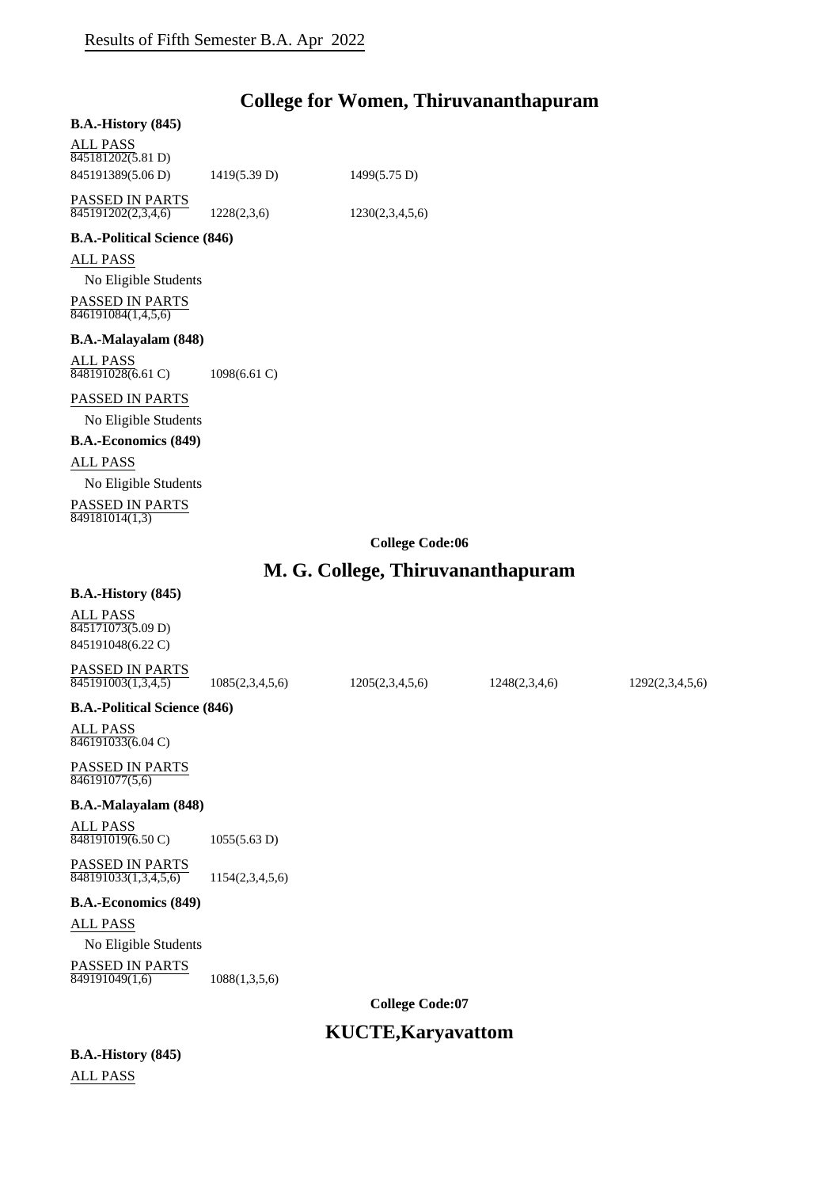## College for Women, Thiruvananthapuram

**B.A.-History (845)**

ALL PASS

845181202(5.81 D)

845191389(5.06 D) 1419(5.39 D) 1499(5.75 D)

PASSED IN PARTS

845191202(2,3,4,6) 1228(2,3,6) 1230(2,3,4,5,6)

**B.A.-Political Science (846)**

ALL PASS

No Eligible Students

PASSED IN PARTS

846191084(1,4,5,6)

**B.A.-Malayalam (848)**

ALL PASS

848191028(6.61 C) 1098(6.61 C)

PASSED IN PARTS

No Eligible Students

**B.A.-Economics (849)**

ALL PASS

No Eligible Students

PASSED IN PARTS

849181014(1,3)

**College Code:06**

## M. G. College, Thiruvananthapuram

**B.A.-History (845)**

ALL PASS

845171073(5.09 D)

845191048(6.22 C)

PASSED IN PARTS

845191003(1,3,4,5) 1085(2,3,4,5,6) 1205(2,3,4,5,6) 1248(2,3,4,6) 1292(2,3,4,5,6)

**B.A.-Political Science (846)**

ALL PASS

846191033(6.04 C)

PASSED IN PARTS

846191077(5,6)

**B.A.-Malayalam (848)**

ALL PASS

848191019(6.50 C) 1055(5.63 D)

PASSED IN PARTS

848191033(1,3,4,5,6) 1154(2,3,4,5,6)

**B.A.-Economics (849)**

ALL PASS

No Eligible Students

PASSED IN PARTS

849191049(1,6) 1088(1,3,5,6)

**College Code:07**

## KUCTE,Karyavattom

**B.A.-History (845)**

ALL PASS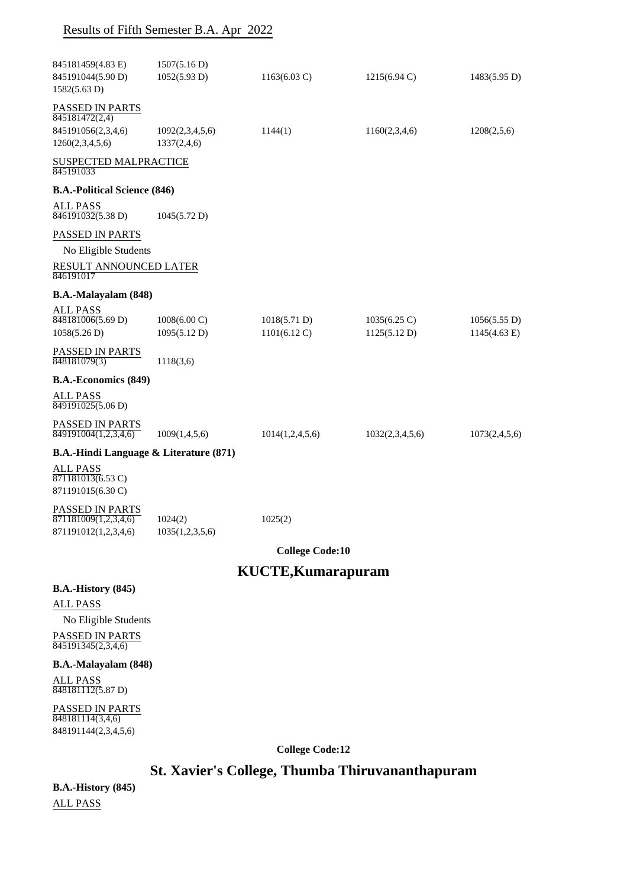## Results of Fifth Semester B.A. Apr 2022

845181459(4.83 E) 1507(5.16 D)
845191044(5.90 D) 1052(5.93 D) 1163(6.03 C) 1215(6.94 C) 1483(5.95 D)
1582(5.63 D)

PASSED IN PARTS
845181472(2,4)
845191056(2,3,4,6) 1092(2,3,4,5,6) 1144(1) 1160(2,3,4,6) 1208(2,5,6)
1260(2,3,4,5,6) 1337(2,4,6)

SUSPECTED MALPRACTICE
845191033

**B.A.-Political Science (846)**

ALL PASS
846191032(5.38 D) 1045(5.72 D)

PASSED IN PARTS

No Eligible Students

RESULT ANNOUNCED LATER
846191017

**B.A.-Malayalam (848)**

ALL PASS
848181006(5.69 D) 1008(6.00 C) 1018(5.71 D) 1035(6.25 C) 1056(5.55 D)
1058(5.26 D) 1095(5.12 D) 1101(6.12 C) 1125(5.12 D) 1145(4.63 E)

PASSED IN PARTS
848181079(3) 1118(3,6)

**B.A.-Economics (849)**

ALL PASS
849191025(5.06 D)

PASSED IN PARTS
849191004(1,2,3,4,6) 1009(1,4,5,6) 1014(1,2,4,5,6) 1032(2,3,4,5,6) 1073(2,4,5,6)

**B.A.-Hindi Language & Literature (871)**

ALL PASS
871181013(6.53 C)
871191015(6.30 C)

PASSED IN PARTS
871181009(1,2,3,4,6) 1024(2) 1025(2)
871191012(1,2,3,4,6) 1035(1,2,3,5,6)

**College Code:10**

# KUCTE,Kumarapuram

**B.A.-History (845)**

ALL PASS

No Eligible Students

PASSED IN PARTS
845191345(2,3,4,6)

**B.A.-Malayalam (848)**

ALL PASS
848181112(5.87 D)

PASSED IN PARTS
848181114(3,4,6)
848191144(2,3,4,5,6)

**College Code:12**

# St. Xavier's College, Thumba Thiruvananthapuram

**B.A.-History (845)**

ALL PASS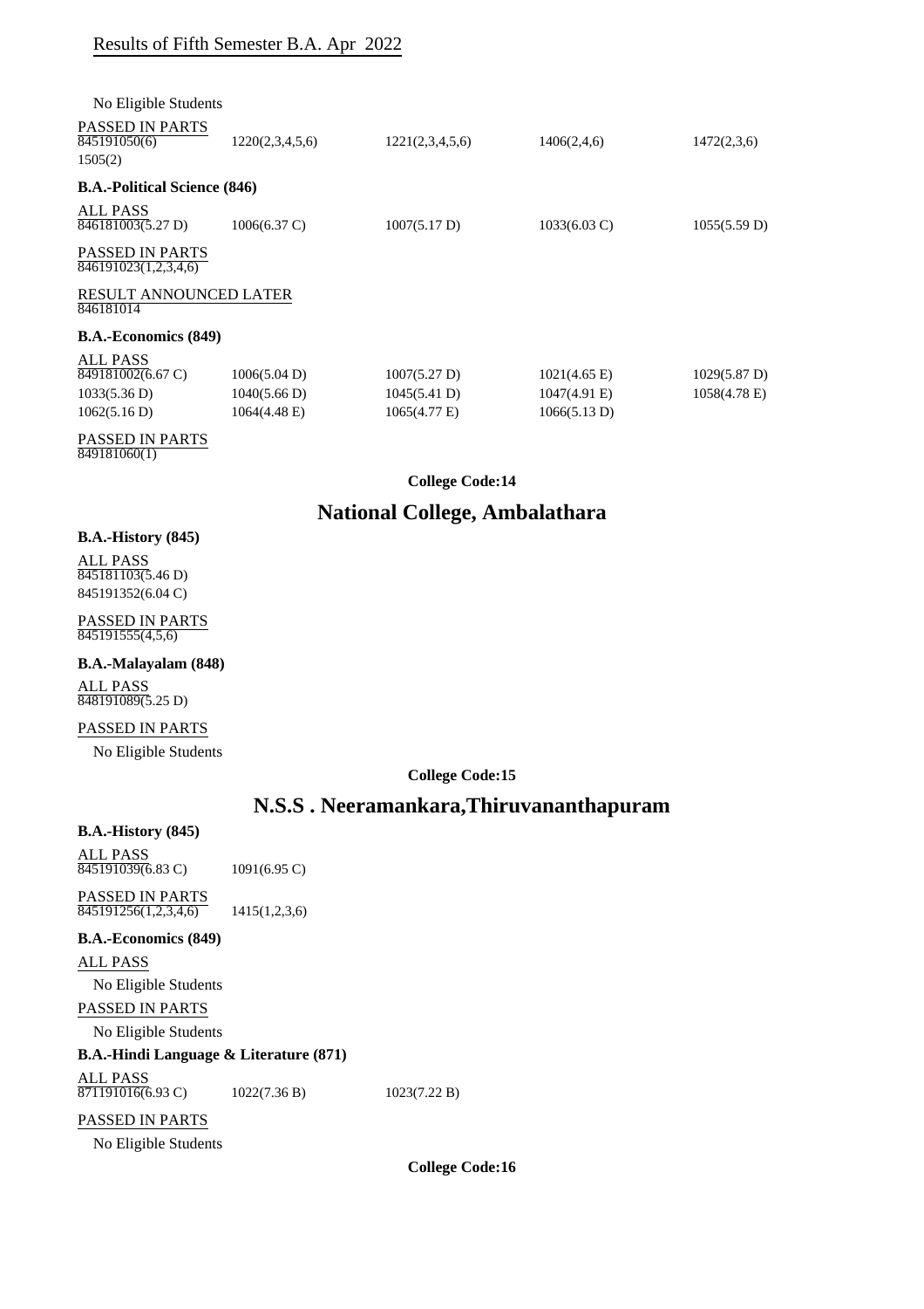## Results of Fifth Semester B.A. Apr 2022

No Eligible Students

PASSED IN PARTS

| | | | | |
|---|---|---|---|---|
| 845191050(6) | 1220(2,3,4,5,6) | 1221(2,3,4,5,6) | 1406(2,4,6) | 1472(2,3,6) |
| 1505(2) | | | | |

**B.A.-Political Science (846)**

ALL PASS

| | | | | |
|---|---|---|---|---|
| 846181003(5.27 D) | 1006(6.37 C) | 1007(5.17 D) | 1033(6.03 C) | 1055(5.59 D) |

PASSED IN PARTS

846191023(1,2,3,4,6)

RESULT ANNOUNCED LATER

846181014

**B.A.-Economics (849)**

ALL PASS

| | | | | |
|---|---|---|---|---|
| 849181002(6.67 C) | 1006(5.04 D) | 1007(5.27 D) | 1021(4.65 E) | 1029(5.87 D) |
| 1033(5.36 D) | 1040(5.66 D) | 1045(5.41 D) | 1047(4.91 E) | 1058(4.78 E) |
| 1062(5.16 D) | 1064(4.48 E) | 1065(4.77 E) | 1066(5.13 D) | |

PASSED IN PARTS

849181060(1)

**College Code:14**

# National College, Ambalathara

**B.A.-History (845)**

ALL PASS

845181103(5.46 D)

845191352(6.04 C)

PASSED IN PARTS

845191555(4,5,6)

**B.A.-Malayalam (848)**

ALL PASS

848191089(5.25 D)

PASSED IN PARTS

No Eligible Students

**College Code:15**

# N.S.S . Neeramankara,Thiruvananthapuram

**B.A.-History (845)**

ALL PASS

| | |
|---|---|
| 845191039(6.83 C) | 1091(6.95 C) |

PASSED IN PARTS

| | |
|---|---|
| 845191256(1,2,3,4,6) | 1415(1,2,3,6) |

**B.A.-Economics (849)**

ALL PASS

No Eligible Students

PASSED IN PARTS

No Eligible Students

**B.A.-Hindi Language & Literature (871)**

ALL PASS

| | | |
|---|---|---|
| 871191016(6.93 C) | 1022(7.36 B) | 1023(7.22 B) |

PASSED IN PARTS

No Eligible Students

**College Code:16**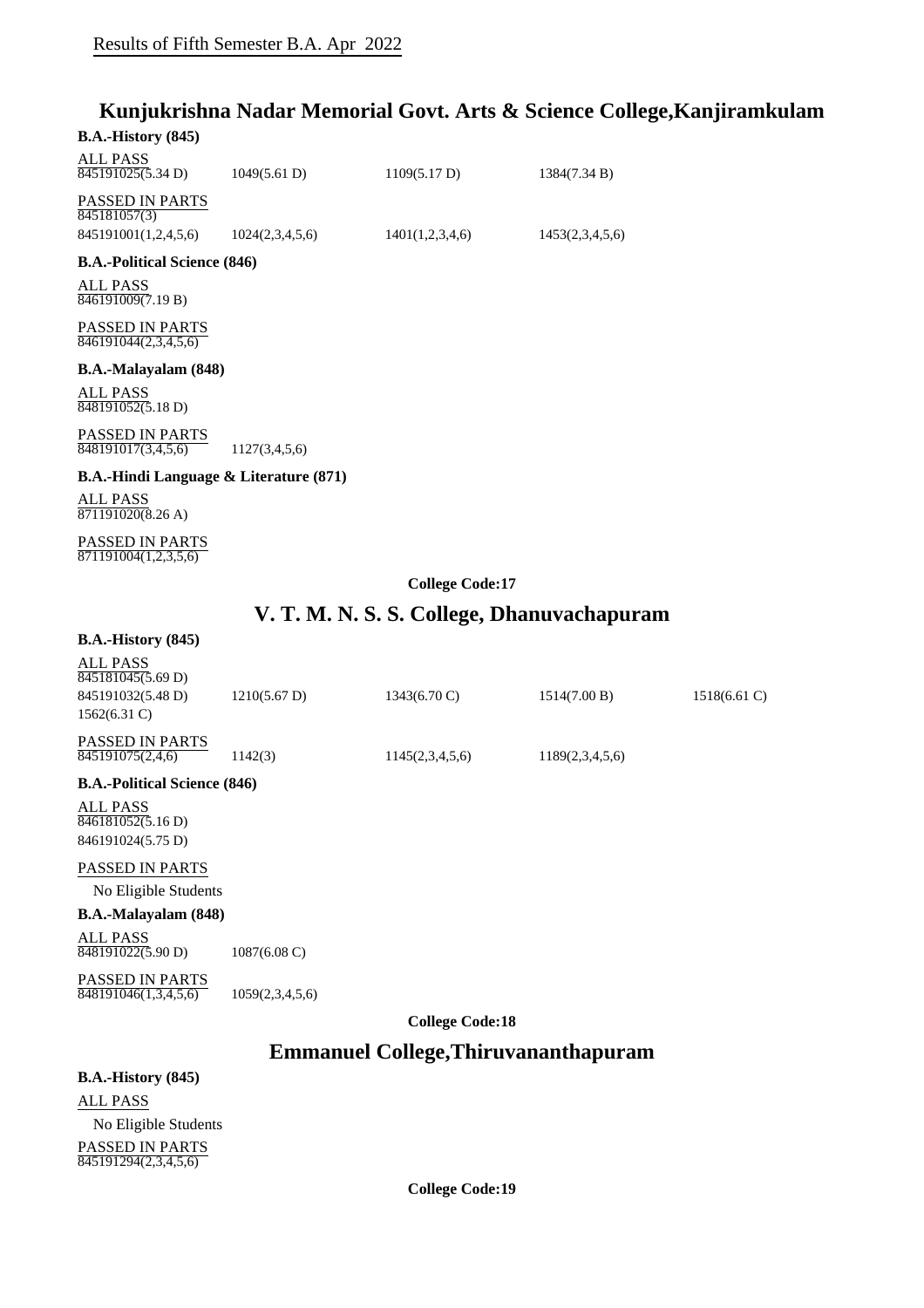Results of Fifth Semester B.A. Apr 2022

# Kunjukrishna Nadar Memorial Govt. Arts & Science College,Kanjiramkulam

### B.A.-History (845)

ALL PASS

845191025(5.34 D) 1049(5.61 D) 1109(5.17 D) 1384(7.34 B)

PASSED IN PARTS

845181057(3)

845191001(1,2,4,5,6) 1024(2,3,4,5,6) 1401(1,2,3,4,6) 1453(2,3,4,5,6)

### B.A.-Political Science (846)

ALL PASS

846191009(7.19 B)

PASSED IN PARTS

846191044(2,3,4,5,6)

### B.A.-Malayalam (848)

ALL PASS

848191052(5.18 D)

PASSED IN PARTS

848191017(3,4,5,6) 1127(3,4,5,6)

### B.A.-Hindi Language & Literature (871)

ALL PASS

871191020(8.26 A)

PASSED IN PARTS

871191004(1,2,3,5,6)

**College Code:17**

# V. T. M. N. S. S. College, Dhanuvachapuram

### B.A.-History (845)

ALL PASS

845181045(5.69 D)

845191032(5.48 D) 1210(5.67 D) 1343(6.70 C) 1514(7.00 B) 1518(6.61 C)

1562(6.31 C)

PASSED IN PARTS

845191075(2,4,6) 1142(3) 1145(2,3,4,5,6) 1189(2,3,4,5,6)

### B.A.-Political Science (846)

ALL PASS

846181052(5.16 D)

846191024(5.75 D)

PASSED IN PARTS

No Eligible Students

### B.A.-Malayalam (848)

ALL PASS

848191022(5.90 D) 1087(6.08 C)

PASSED IN PARTS

848191046(1,3,4,5,6) 1059(2,3,4,5,6)

**College Code:18**

# Emmanuel College,Thiruvananthapuram

### B.A.-History (845)

ALL PASS

No Eligible Students

PASSED IN PARTS

845191294(2,3,4,5,6)

**College Code:19**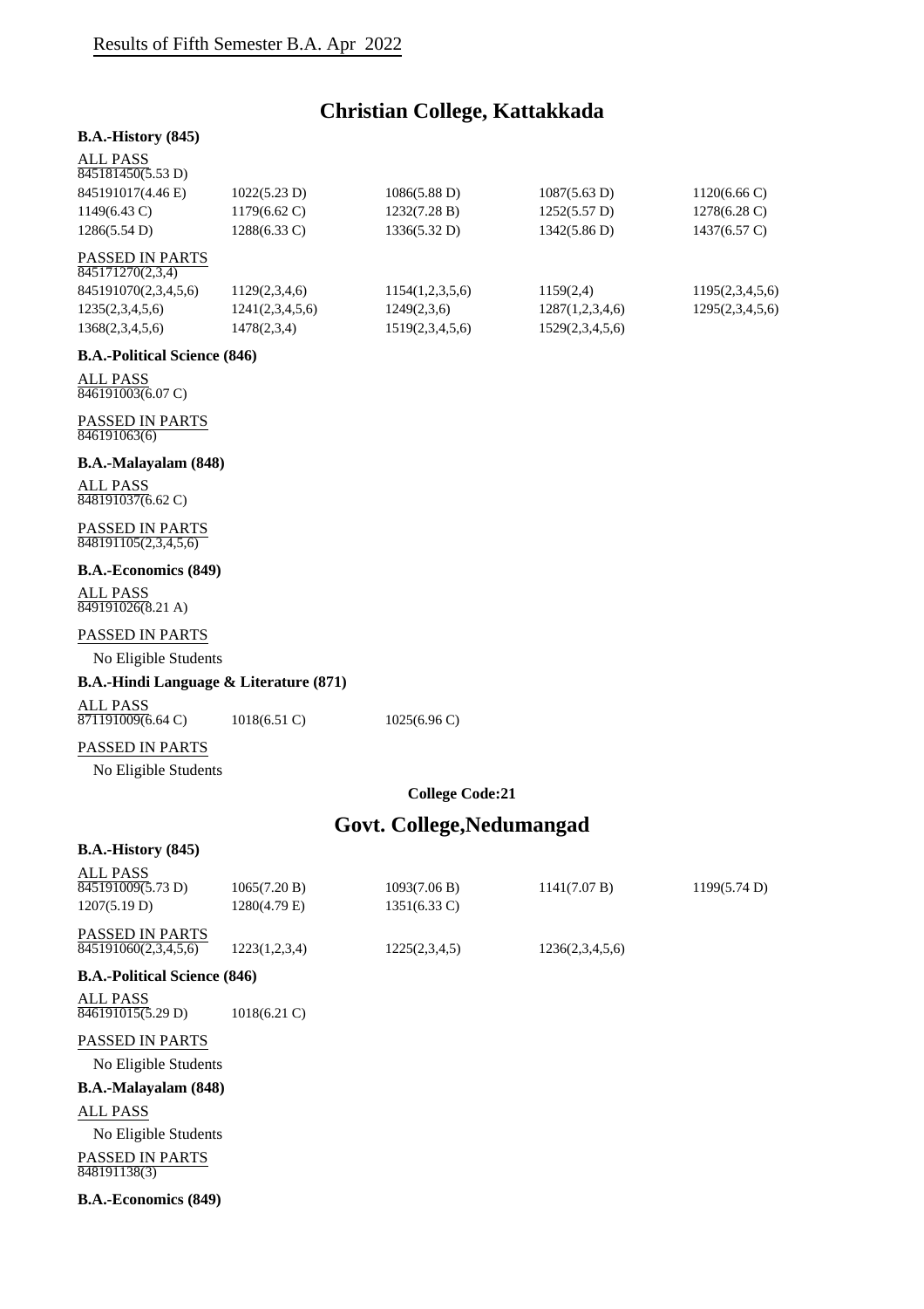Results of Fifth Semester B.A. Apr 2022

## Christian College, Kattakkada

**B.A.-History (845)**

ALL PASS

845181450(5.53 D)

| | | | | |
|---|---|---|---|---|
| 845191017(4.46 E) | 1022(5.23 D) | 1086(5.88 D) | 1087(5.63 D) | 1120(6.66 C) |
| 1149(6.43 C) | 1179(6.62 C) | 1232(7.28 B) | 1252(5.57 D) | 1278(6.28 C) |
| 1286(5.54 D) | 1288(6.33 C) | 1336(5.32 D) | 1342(5.86 D) | 1437(6.57 C) |

PASSED IN PARTS

845171270(2,3,4)

| | | | | |
|---|---|---|---|---|
| 845191070(2,3,4,5,6) | 1129(2,3,4,6) | 1154(1,2,3,5,6) | 1159(2,4) | 1195(2,3,4,5,6) |
| 1235(2,3,4,5,6) | 1241(2,3,4,5,6) | 1249(2,3,6) | 1287(1,2,3,4,6) | 1295(2,3,4,5,6) |
| 1368(2,3,4,5,6) | 1478(2,3,4) | 1519(2,3,4,5,6) | 1529(2,3,4,5,6) | |

**B.A.-Political Science (846)**

ALL PASS

846191003(6.07 C)

PASSED IN PARTS

846191063(6)

**B.A.-Malayalam (848)**

ALL PASS

848191037(6.62 C)

PASSED IN PARTS

848191105(2,3,4,5,6)

**B.A.-Economics (849)**

ALL PASS

849191026(8.21 A)

PASSED IN PARTS

No Eligible Students

**B.A.-Hindi Language & Literature (871)**

ALL PASS

| | | |
|---|---|---|
| 871191009(6.64 C) | 1018(6.51 C) | 1025(6.96 C) |

PASSED IN PARTS

No Eligible Students

**College Code:21**

## Govt. College,Nedumangad

**B.A.-History (845)**

ALL PASS

| | | | | |
|---|---|---|---|---|
| 845191009(5.73 D) | 1065(7.20 B) | 1093(7.06 B) | 1141(7.07 B) | 1199(5.74 D) |
| 1207(5.19 D) | 1280(4.79 E) | 1351(6.33 C) | | |

PASSED IN PARTS

| | | | |
|---|---|---|---|
| 845191060(2,3,4,5,6) | 1223(1,2,3,4) | 1225(2,3,4,5) | 1236(2,3,4,5,6) |

**B.A.-Political Science (846)**

ALL PASS

| | |
|---|---|
| 846191015(5.29 D) | 1018(6.21 C) |

PASSED IN PARTS

No Eligible Students

**B.A.-Malayalam (848)**

ALL PASS

No Eligible Students

PASSED IN PARTS

848191138(3)

**B.A.-Economics (849)**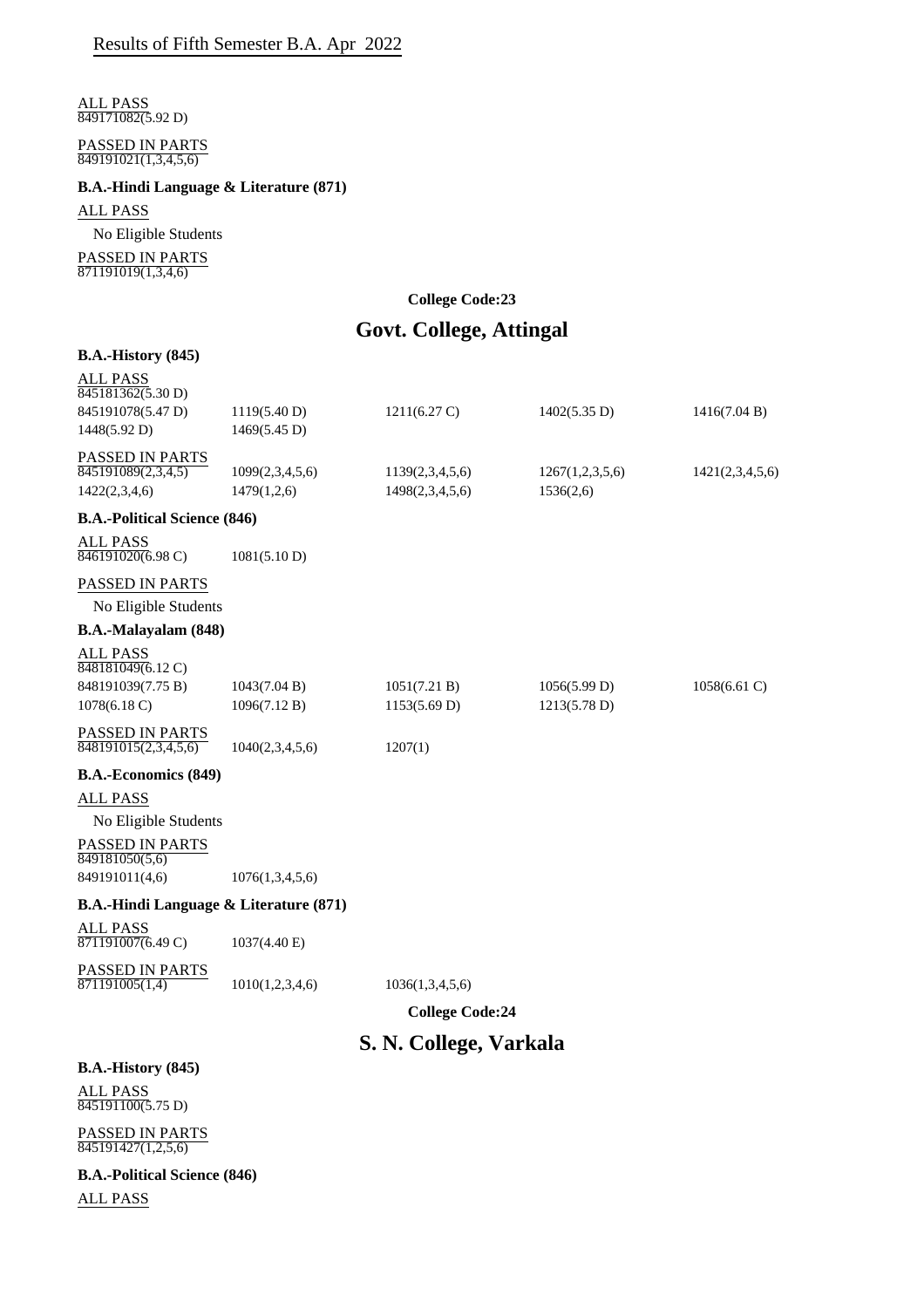Results of Fifth Semester B.A. Apr 2022

ALL PASS

849171082(5.92 D)

PASSED IN PARTS

849191021(1,3,4,5,6)

**B.A.-Hindi Language & Literature (871)**

ALL PASS

No Eligible Students

PASSED IN PARTS

871191019(1,3,4,6)

**College Code:23**

## Govt. College, Attingal

**B.A.-History (845)**

ALL PASS

845181362(5.30 D)

| | | | | |
|---|---|---|---|---|
| 845191078(5.47 D) | 1119(5.40 D) | 1211(6.27 C) | 1402(5.35 D) | 1416(7.04 B) |
| 1448(5.92 D) | 1469(5.45 D) | | | |

PASSED IN PARTS

| | | | | |
|---|---|---|---|---|
| 845191089(2,3,4,5) | 1099(2,3,4,5,6) | 1139(2,3,4,5,6) | 1267(1,2,3,5,6) | 1421(2,3,4,5,6) |
| 1422(2,3,4,6) | 1479(1,2,6) | 1498(2,3,4,5,6) | 1536(2,6) | |

**B.A.-Political Science (846)**

ALL PASS

846191020(6.98 C)    1081(5.10 D)

PASSED IN PARTS

No Eligible Students

**B.A.-Malayalam (848)**

ALL PASS

848181049(6.12 C)

| | | | | |
|---|---|---|---|---|
| 848191039(7.75 B) | 1043(7.04 B) | 1051(7.21 B) | 1056(5.99 D) | 1058(6.61 C) |
| 1078(6.18 C) | 1096(7.12 B) | 1153(5.69 D) | 1213(5.78 D) | |

PASSED IN PARTS

848191015(2,3,4,5,6)    1040(2,3,4,5,6)    1207(1)

**B.A.-Economics (849)**

ALL PASS

No Eligible Students

PASSED IN PARTS

849181050(5,6)

849191011(4,6)    1076(1,3,4,5,6)

**B.A.-Hindi Language & Literature (871)**

ALL PASS

871191007(6.49 C)    1037(4.40 E)

PASSED IN PARTS

871191005(1,4)    1010(1,2,3,4,6)    1036(1,3,4,5,6)

**College Code:24**

## S. N. College, Varkala

**B.A.-History (845)**

ALL PASS

845191100(5.75 D)

PASSED IN PARTS

845191427(1,2,5,6)

**B.A.-Political Science (846)**

ALL PASS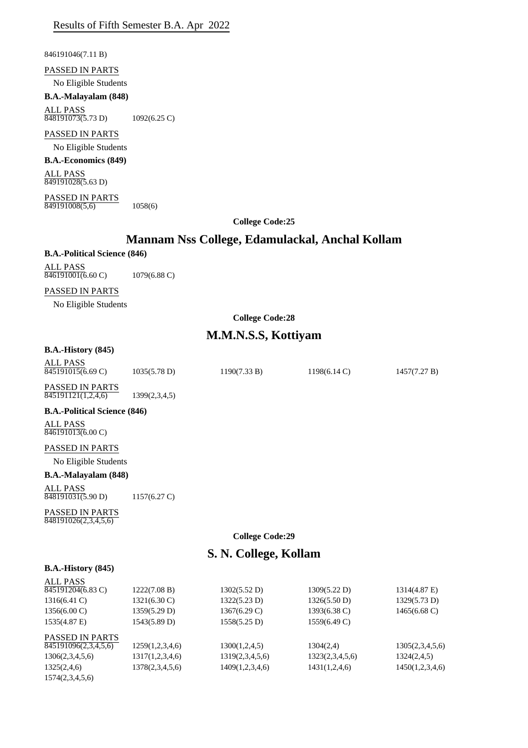Results of Fifth Semester B.A. Apr 2022

846191046(7.11 B)

PASSED IN PARTS

No Eligible Students

**B.A.-Malayalam (848)**

ALL PASS

848191073(5.73 D) 1092(6.25 C)

PASSED IN PARTS

No Eligible Students

**B.A.-Economics (849)**

ALL PASS

849191028(5.63 D)

PASSED IN PARTS

849191008(5,6) 1058(6)

**College Code:25**

## Mannam Nss College, Edamulackal, Anchal Kollam

**B.A.-Political Science (846)**

ALL PASS

846191001(6.60 C) 1079(6.88 C)

PASSED IN PARTS

No Eligible Students

**College Code:28**

## M.M.N.S.S, Kottiyam

**B.A.-History (845)**

ALL PASS

| | | | | |
|---|---|---|---|---|
| 845191015(6.69 C) | 1035(5.78 D) | 1190(7.33 B) | 1198(6.14 C) | 1457(7.27 B) |

PASSED IN PARTS

845191121(1,2,4,6) 1399(2,3,4,5)

**B.A.-Political Science (846)**

ALL PASS

846191013(6.00 C)

PASSED IN PARTS

No Eligible Students

**B.A.-Malayalam (848)**

ALL PASS

848191031(5.90 D) 1157(6.27 C)

PASSED IN PARTS

848191026(2,3,4,5,6)

**College Code:29**

## S. N. College, Kollam

**B.A.-History (845)**

ALL PASS

| | | | | |
|---|---|---|---|---|
| 845191204(6.83 C) | 1222(7.08 B) | 1302(5.52 D) | 1309(5.22 D) | 1314(4.87 E) |
| 1316(6.41 C) | 1321(6.30 C) | 1322(5.23 D) | 1326(5.50 D) | 1329(5.73 D) |
| 1356(6.00 C) | 1359(5.29 D) | 1367(6.29 C) | 1393(6.38 C) | 1465(6.68 C) |
| 1535(4.87 E) | 1543(5.89 D) | 1558(5.25 D) | 1559(6.49 C) | |

PASSED IN PARTS

| | | | | |
|---|---|---|---|---|
| 845191096(2,3,4,5,6) | 1259(1,2,3,4,6) | 1300(1,2,4,5) | 1304(2,4) | 1305(2,3,4,5,6) |
| 1306(2,3,4,5,6) | 1317(1,2,3,4,6) | 1319(2,3,4,5,6) | 1323(2,3,4,5,6) | 1324(2,4,5) |
| 1325(2,4,6) | 1378(2,3,4,5,6) | 1409(1,2,3,4,6) | 1431(1,2,4,6) | 1450(1,2,3,4,6) |
| 1574(2,3,4,5,6) | | | | |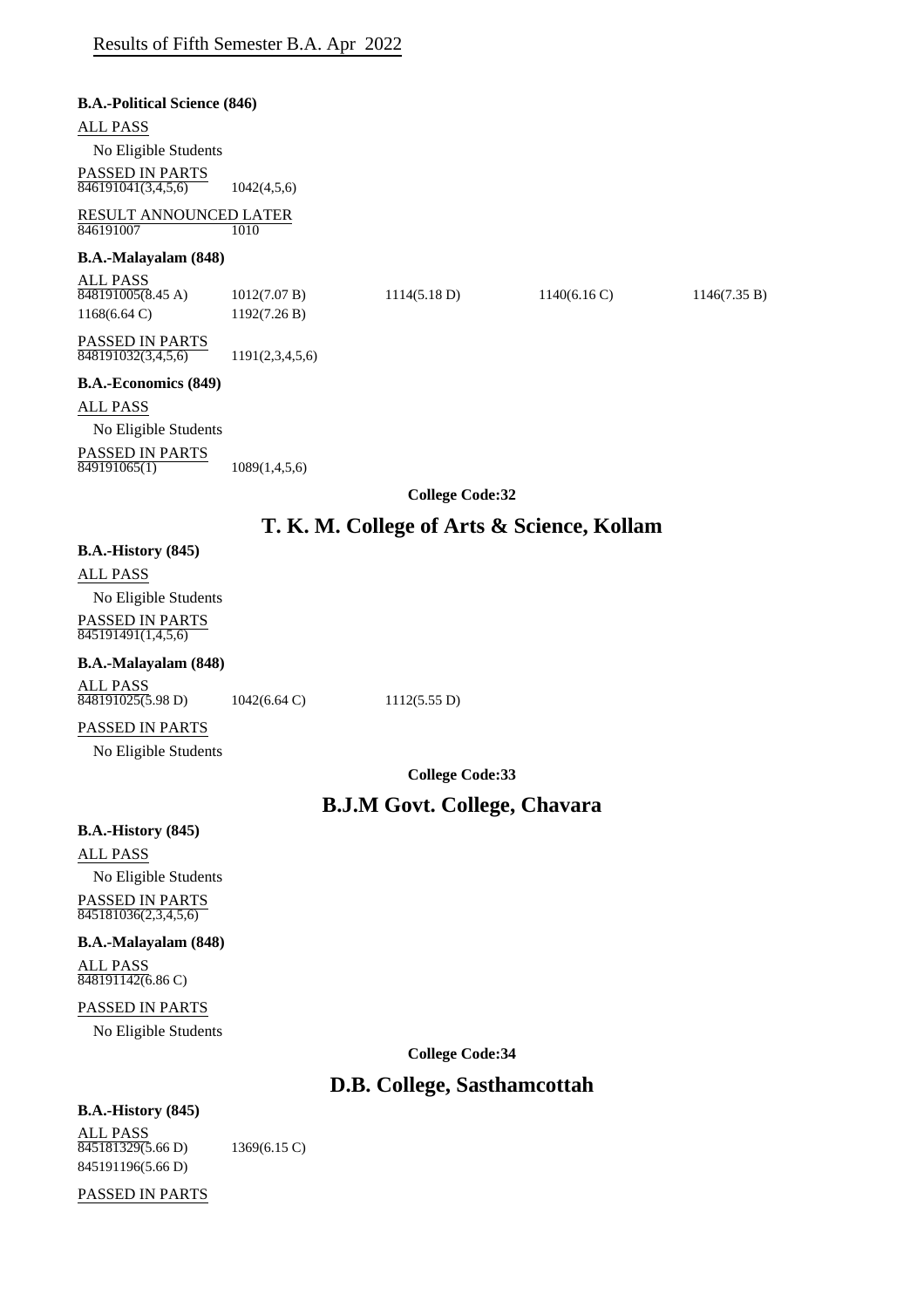Results of Fifth Semester B.A. Apr 2022

**B.A.-Political Science (846)**

ALL PASS

No Eligible Students

PASSED IN PARTS

| | |
|---|---|
| 846191041(3,4,5,6) | 1042(4,5,6) |

RESULT ANNOUNCED LATER

| | |
|---|---|
| 846191007 | 1010 |

**B.A.-Malayalam (848)**

ALL PASS

| | | | | |
|---|---|---|---|---|
| 848191005(8.45 A) | 1012(7.07 B) | 1114(5.18 D) | 1140(6.16 C) | 1146(7.35 B) |
| 1168(6.64 C) | 1192(7.26 B) | | | |

PASSED IN PARTS

| | |
|---|---|
| 848191032(3,4,5,6) | 1191(2,3,4,5,6) |

**B.A.-Economics (849)**

ALL PASS

No Eligible Students

PASSED IN PARTS

| | |
|---|---|
| 849191065(1) | 1089(1,4,5,6) |

**College Code:32**

## T. K. M. College of Arts & Science, Kollam

**B.A.-History (845)**

ALL PASS

No Eligible Students

PASSED IN PARTS

845191491(1,4,5,6)

**B.A.-Malayalam (848)**

ALL PASS

| | | |
|---|---|---|
| 848191025(5.98 D) | 1042(6.64 C) | 1112(5.55 D) |

PASSED IN PARTS

No Eligible Students

**College Code:33**

## B.J.M Govt. College, Chavara

**B.A.-History (845)**

ALL PASS

No Eligible Students

PASSED IN PARTS

845181036(2,3,4,5,6)

**B.A.-Malayalam (848)**

ALL PASS

848191142(6.86 C)

PASSED IN PARTS

No Eligible Students

**College Code:34**

## D.B. College, Sasthamcottah

**B.A.-History (845)**

ALL PASS

| | |
|---|---|
| 845181329(5.66 D) | 1369(6.15 C) |
| 845191196(5.66 D) | |

PASSED IN PARTS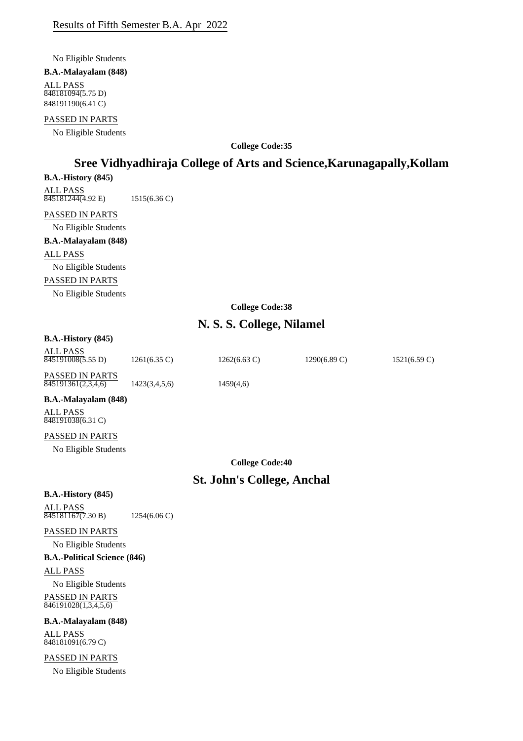Results of Fifth Semester B.A. Apr 2022

No Eligible Students

**B.A.-Malayalam (848)**

ALL PASS

848181094(5.75 D)
848191190(6.41 C)

PASSED IN PARTS

No Eligible Students

**College Code:35**

## Sree Vidhyadhiraja College of Arts and Science,Karunagapally,Kollam

**B.A.-History (845)**

ALL PASS

845181244(4.92 E)    1515(6.36 C)

PASSED IN PARTS

No Eligible Students

**B.A.-Malayalam (848)**

ALL PASS

No Eligible Students

PASSED IN PARTS

No Eligible Students

**College Code:38**

## N. S. S. College, Nilamel

**B.A.-History (845)**

ALL PASS

845191008(5.55 D)    1261(6.35 C)    1262(6.63 C)    1290(6.89 C)    1521(6.59 C)

PASSED IN PARTS

845191361(2,3,4,6)    1423(3,4,5,6)    1459(4,6)

**B.A.-Malayalam (848)**

ALL PASS

848191038(6.31 C)

PASSED IN PARTS

No Eligible Students

**College Code:40**

## St. John's College, Anchal

**B.A.-History (845)**

ALL PASS

845181167(7.30 B)    1254(6.06 C)

PASSED IN PARTS

No Eligible Students

**B.A.-Political Science (846)**

ALL PASS

No Eligible Students

PASSED IN PARTS

846191028(1,3,4,5,6)

**B.A.-Malayalam (848)**

ALL PASS

848181091(6.79 C)

PASSED IN PARTS

No Eligible Students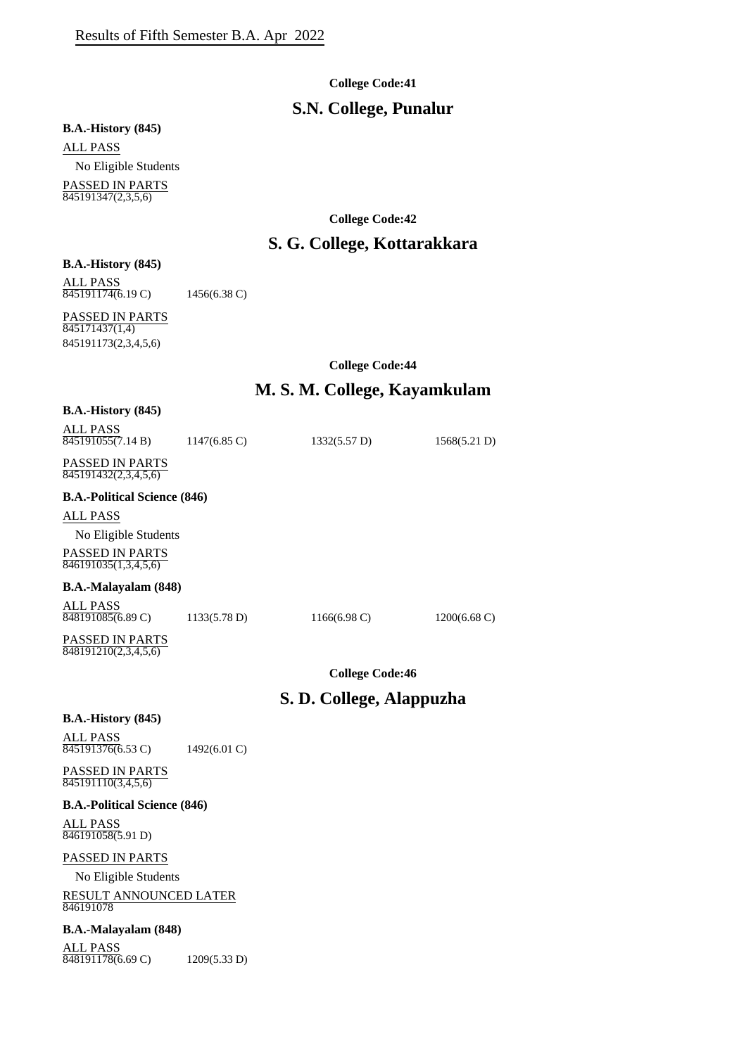Results of Fifth Semester B.A. Apr 2022

**College Code:41**

## S.N. College, Punalur

**B.A.-History (845)**

ALL PASS

No Eligible Students

PASSED IN PARTS

845191347(2,3,5,6)

**College Code:42**

## S. G. College, Kottarakkara

**B.A.-History (845)**

ALL PASS

845191174(6.19 C) 1456(6.38 C)

PASSED IN PARTS

845171437(1,4)

845191173(2,3,4,5,6)

**College Code:44**

## M. S. M. College, Kayamkulam

**B.A.-History (845)**

ALL PASS

845191055(7.14 B) 1147(6.85 C) 1332(5.57 D) 1568(5.21 D)

PASSED IN PARTS

845191432(2,3,4,5,6)

**B.A.-Political Science (846)**

ALL PASS

No Eligible Students

PASSED IN PARTS

846191035(1,3,4,5,6)

**B.A.-Malayalam (848)**

ALL PASS

848191085(6.89 C) 1133(5.78 D) 1166(6.98 C) 1200(6.68 C)

PASSED IN PARTS

848191210(2,3,4,5,6)

**College Code:46**

## S. D. College, Alappuzha

**B.A.-History (845)**

ALL PASS

845191376(6.53 C) 1492(6.01 C)

PASSED IN PARTS

845191110(3,4,5,6)

**B.A.-Political Science (846)**

ALL PASS

846191058(5.91 D)

PASSED IN PARTS

No Eligible Students

RESULT ANNOUNCED LATER

846191078

**B.A.-Malayalam (848)**

ALL PASS

848191178(6.69 C) 1209(5.33 D)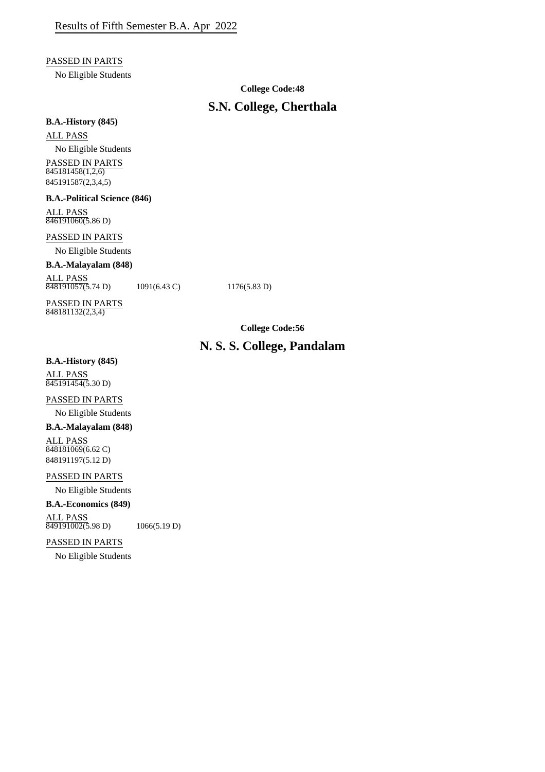Results of Fifth Semester B.A. Apr 2022

PASSED IN PARTS

No Eligible Students

**College Code:48**

## S.N. College, Cherthala

**B.A.-History (845)**

ALL PASS

No Eligible Students

PASSED IN PARTS

845181458(1,2,6)
845191587(2,3,4,5)

**B.A.-Political Science (846)**

ALL PASS

846191060(5.86 D)

PASSED IN PARTS

No Eligible Students

**B.A.-Malayalam (848)**

ALL PASS

848191057(5.74 D) 1091(6.43 C) 1176(5.83 D)

PASSED IN PARTS

848181132(2,3,4)

**College Code:56**

## N. S. S. College, Pandalam

**B.A.-History (845)**

ALL PASS

845191454(5.30 D)

PASSED IN PARTS

No Eligible Students

**B.A.-Malayalam (848)**

ALL PASS

848181069(6.62 C)
848191197(5.12 D)

PASSED IN PARTS

No Eligible Students

**B.A.-Economics (849)**

ALL PASS

849191002(5.98 D) 1066(5.19 D)

PASSED IN PARTS

No Eligible Students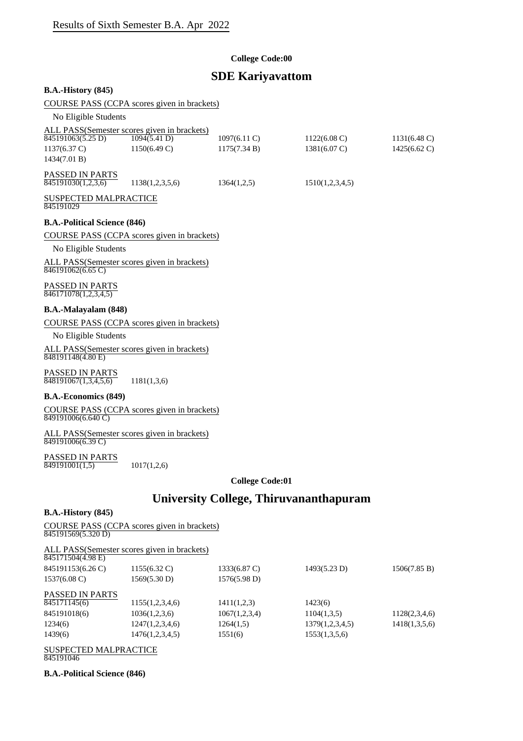Results of Sixth Semester B.A. Apr 2022

**College Code:00**

## SDE Kariyavattom

### B.A.-History (845)

COURSE PASS (CCPA scores given in brackets)

No Eligible Students

ALL PASS(Semester scores given in brackets)

| | | | | |
|---|---|---|---|---|
| 845191063(5.25 D) | 1094(5.41 D) | 1097(6.11 C) | 1122(6.08 C) | 1131(6.48 C) |
| 1137(6.37 C) | 1150(6.49 C) | 1175(7.34 B) | 1381(6.07 C) | 1425(6.62 C) |
| 1434(7.01 B) | | | | |

PASSED IN PARTS

| | | | |
|---|---|---|---|
| 845191030(1,2,3,6) | 1138(1,2,3,5,6) | 1364(1,2,5) | 1510(1,2,3,4,5) |

SUSPECTED MALPRACTICE

845191029

### B.A.-Political Science (846)

COURSE PASS (CCPA scores given in brackets)

No Eligible Students

ALL PASS(Semester scores given in brackets)

846191062(6.65 C)

PASSED IN PARTS

846171078(1,2,3,4,5)

### B.A.-Malayalam (848)

COURSE PASS (CCPA scores given in brackets)

No Eligible Students

ALL PASS(Semester scores given in brackets)

848191148(4.80 E)

PASSED IN PARTS

| | |
|---|---|
| 848191067(1,3,4,5,6) | 1181(1,3,6) |

### B.A.-Economics (849)

COURSE PASS (CCPA scores given in brackets)

849191006(6.640 C)

ALL PASS(Semester scores given in brackets)

849191006(6.39 C)

PASSED IN PARTS

| | |
|---|---|
| 849191001(1,5) | 1017(1,2,6) |

**College Code:01**

## University College, Thiruvananthapuram

### B.A.-History (845)

COURSE PASS (CCPA scores given in brackets)

845191569(5.320 D)

ALL PASS(Semester scores given in brackets)

845171504(4.98 E)

| | | | | |
|---|---|---|---|---|
| 845191153(6.26 C) | 1155(6.32 C) | 1333(6.87 C) | 1493(5.23 D) | 1506(7.85 B) |
| 1537(6.08 C) | 1569(5.30 D) | 1576(5.98 D) | | |

PASSED IN PARTS

| | | | | |
|---|---|---|---|---|
| 845171145(6) | 1155(1,2,3,4,6) | 1411(1,2,3) | 1423(6) | |
| 845191018(6) | 1036(1,2,3,6) | 1067(1,2,3,4) | 1104(1,3,5) | 1128(2,3,4,6) |
| 1234(6) | 1247(1,2,3,4,6) | 1264(1,5) | 1379(1,2,3,4,5) | 1418(1,3,5,6) |
| 1439(6) | 1476(1,2,3,4,5) | 1551(6) | 1553(1,3,5,6) | |

SUSPECTED MALPRACTICE

845191046

### B.A.-Political Science (846)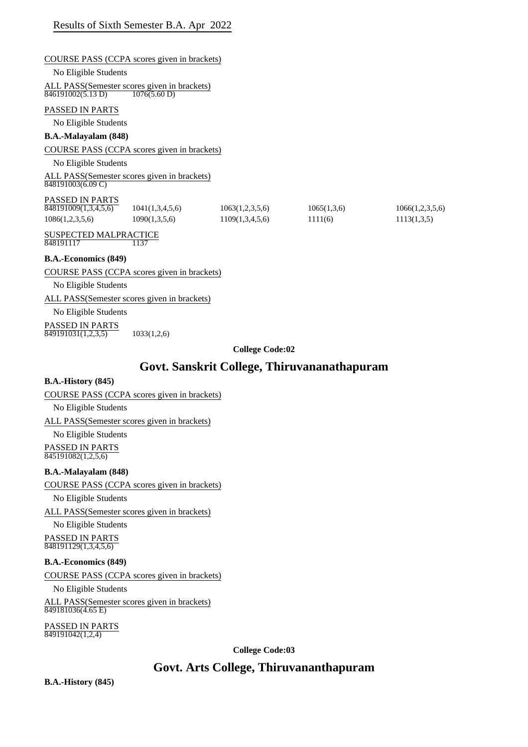Results of Sixth Semester B.A. Apr 2022

COURSE PASS (CCPA scores given in brackets)

No Eligible Students

ALL PASS(Semester scores given in brackets)

846191002(5.13 D) 1076(5.60 D)

PASSED IN PARTS

No Eligible Students

**B.A.-Malayalam (848)**

COURSE PASS (CCPA scores given in brackets)

No Eligible Students

ALL PASS(Semester scores given in brackets)

848191003(6.09 C)

PASSED IN PARTS

| | | | | |
|---|---|---|---|---|
| 848191009(1,3,4,5,6) | 1041(1,3,4,5,6) | 1063(1,2,3,5,6) | 1065(1,3,6) | 1066(1,2,3,5,6) |
| 1086(1,2,3,5,6) | 1090(1,3,5,6) | 1109(1,3,4,5,6) | 1111(6) | 1113(1,3,5) |

SUSPECTED MALPRACTICE

848191117 1137

**B.A.-Economics (849)**

COURSE PASS (CCPA scores given in brackets)

No Eligible Students

ALL PASS(Semester scores given in brackets)

No Eligible Students

PASSED IN PARTS

849191031(1,2,3,5) 1033(1,2,6)

**College Code:02**

## Govt. Sanskrit College, Thiruvananathapuram

**B.A.-History (845)**

COURSE PASS (CCPA scores given in brackets)

No Eligible Students

ALL PASS(Semester scores given in brackets)

No Eligible Students

PASSED IN PARTS

845191082(1,2,5,6)

**B.A.-Malayalam (848)**

COURSE PASS (CCPA scores given in brackets)

No Eligible Students

ALL PASS(Semester scores given in brackets)

No Eligible Students

PASSED IN PARTS

848191129(1,3,4,5,6)

**B.A.-Economics (849)**

COURSE PASS (CCPA scores given in brackets)

No Eligible Students

ALL PASS(Semester scores given in brackets)

849181036(4.65 E)

PASSED IN PARTS

849191042(1,2,4)

**College Code:03**

## Govt. Arts College, Thiruvananthapuram

**B.A.-History (845)**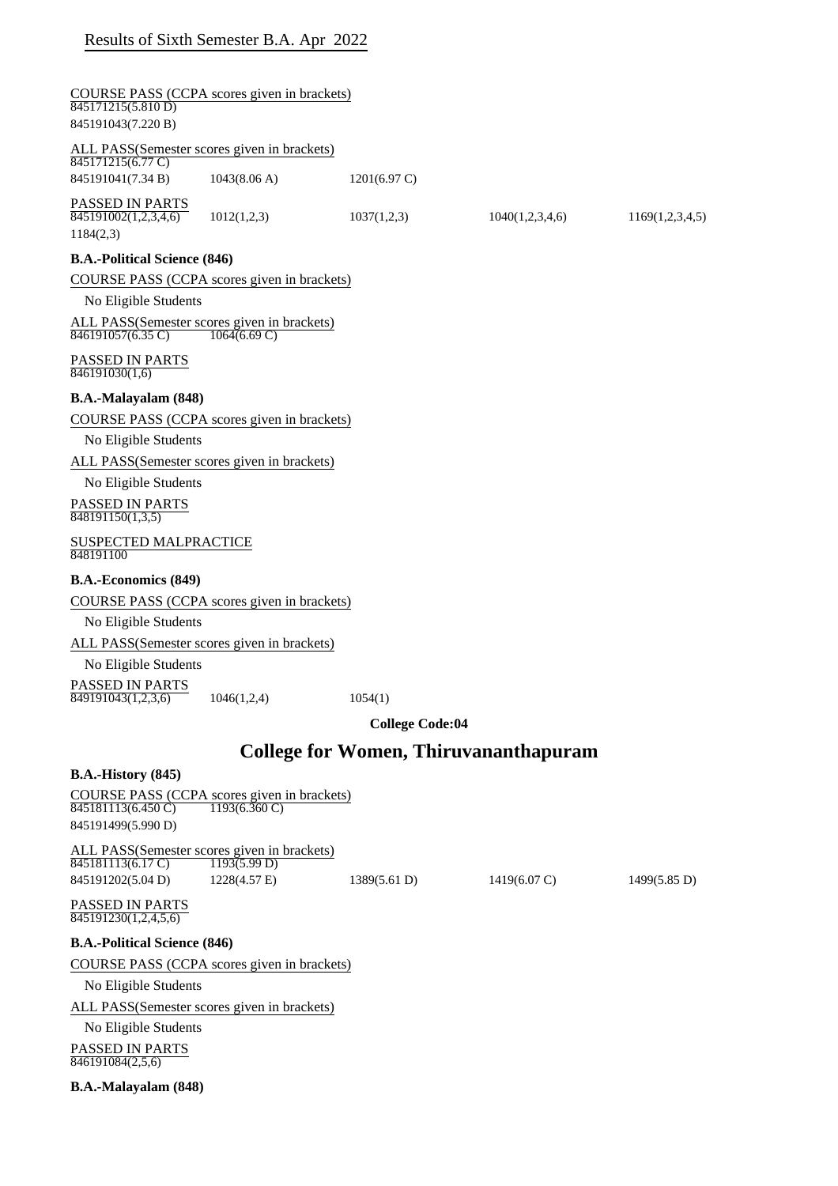## Results of Sixth Semester B.A. Apr 2022

COURSE PASS (CCPA scores given in brackets)

845171215(5.810 D)
845191043(7.220 B)

ALL PASS(Semester scores given in brackets)

845171215(6.77 C)
845191041(7.34 B) 1043(8.06 A) 1201(6.97 C)

PASSED IN PARTS

845191002(1,2,3,4,6) 1012(1,2,3) 1037(1,2,3) 1040(1,2,3,4,6) 1169(1,2,3,4,5)
1184(2,3)

**B.A.-Political Science (846)**

COURSE PASS (CCPA scores given in brackets)

No Eligible Students

ALL PASS(Semester scores given in brackets)

846191057(6.35 C) 1064(6.69 C)

PASSED IN PARTS

846191030(1,6)

**B.A.-Malayalam (848)**

COURSE PASS (CCPA scores given in brackets)

No Eligible Students

ALL PASS(Semester scores given in brackets)

No Eligible Students

PASSED IN PARTS

848191150(1,3,5)

SUSPECTED MALPRACTICE

848191100

**B.A.-Economics (849)**

COURSE PASS (CCPA scores given in brackets)

No Eligible Students

ALL PASS(Semester scores given in brackets)

No Eligible Students

PASSED IN PARTS

849191043(1,2,3,6) 1046(1,2,4) 1054(1)

**College Code:04**

# College for Women, Thiruvananthapuram

**B.A.-History (845)**

COURSE PASS (CCPA scores given in brackets)

845181113(6.450 C) 1193(6.360 C)
845191499(5.990 D)

ALL PASS(Semester scores given in brackets)

845181113(6.17 C) 1193(5.99 D)
845191202(5.04 D) 1228(4.57 E) 1389(5.61 D) 1419(6.07 C) 1499(5.85 D)

PASSED IN PARTS

845191230(1,2,4,5,6)

**B.A.-Political Science (846)**

COURSE PASS (CCPA scores given in brackets)

No Eligible Students

ALL PASS(Semester scores given in brackets)

No Eligible Students

PASSED IN PARTS

846191084(2,5,6)

**B.A.-Malayalam (848)**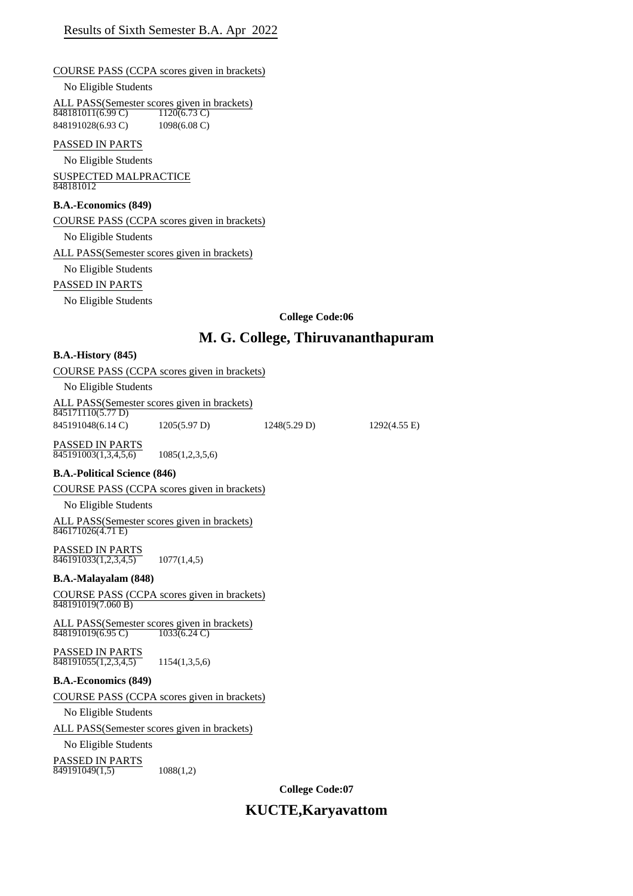Results of Sixth Semester B.A. Apr 2022

COURSE PASS (CCPA scores given in brackets)

No Eligible Students

ALL PASS(Semester scores given in brackets)

848181011(6.99 C) 1120(6.73 C)
848191028(6.93 C) 1098(6.08 C)

PASSED IN PARTS

No Eligible Students

SUSPECTED MALPRACTICE

848181012

**B.A.-Economics (849)**

COURSE PASS (CCPA scores given in brackets)

No Eligible Students

ALL PASS(Semester scores given in brackets)

No Eligible Students

PASSED IN PARTS

No Eligible Students

**College Code:06**

## M. G. College, Thiruvananthapuram

**B.A.-History (845)**

COURSE PASS (CCPA scores given in brackets)

No Eligible Students

ALL PASS(Semester scores given in brackets)

845171110(5.77 D)
845191048(6.14 C) 1205(5.97 D) 1248(5.29 D) 1292(4.55 E)

PASSED IN PARTS

845191003(1,3,4,5,6) 1085(1,2,3,5,6)

**B.A.-Political Science (846)**

COURSE PASS (CCPA scores given in brackets)

No Eligible Students

ALL PASS(Semester scores given in brackets)

846171026(4.71 E)

PASSED IN PARTS

846191033(1,2,3,4,5) 1077(1,4,5)

**B.A.-Malayalam (848)**

COURSE PASS (CCPA scores given in brackets)

848191019(7.060 B)

ALL PASS(Semester scores given in brackets)

848191019(6.95 C) 1033(6.24 C)

PASSED IN PARTS

848191055(1,2,3,4,5) 1154(1,3,5,6)

**B.A.-Economics (849)**

COURSE PASS (CCPA scores given in brackets)

No Eligible Students

ALL PASS(Semester scores given in brackets)

No Eligible Students

PASSED IN PARTS

849191049(1,5) 1088(1,2)

**College Code:07**

## KUCTE,Karyavattom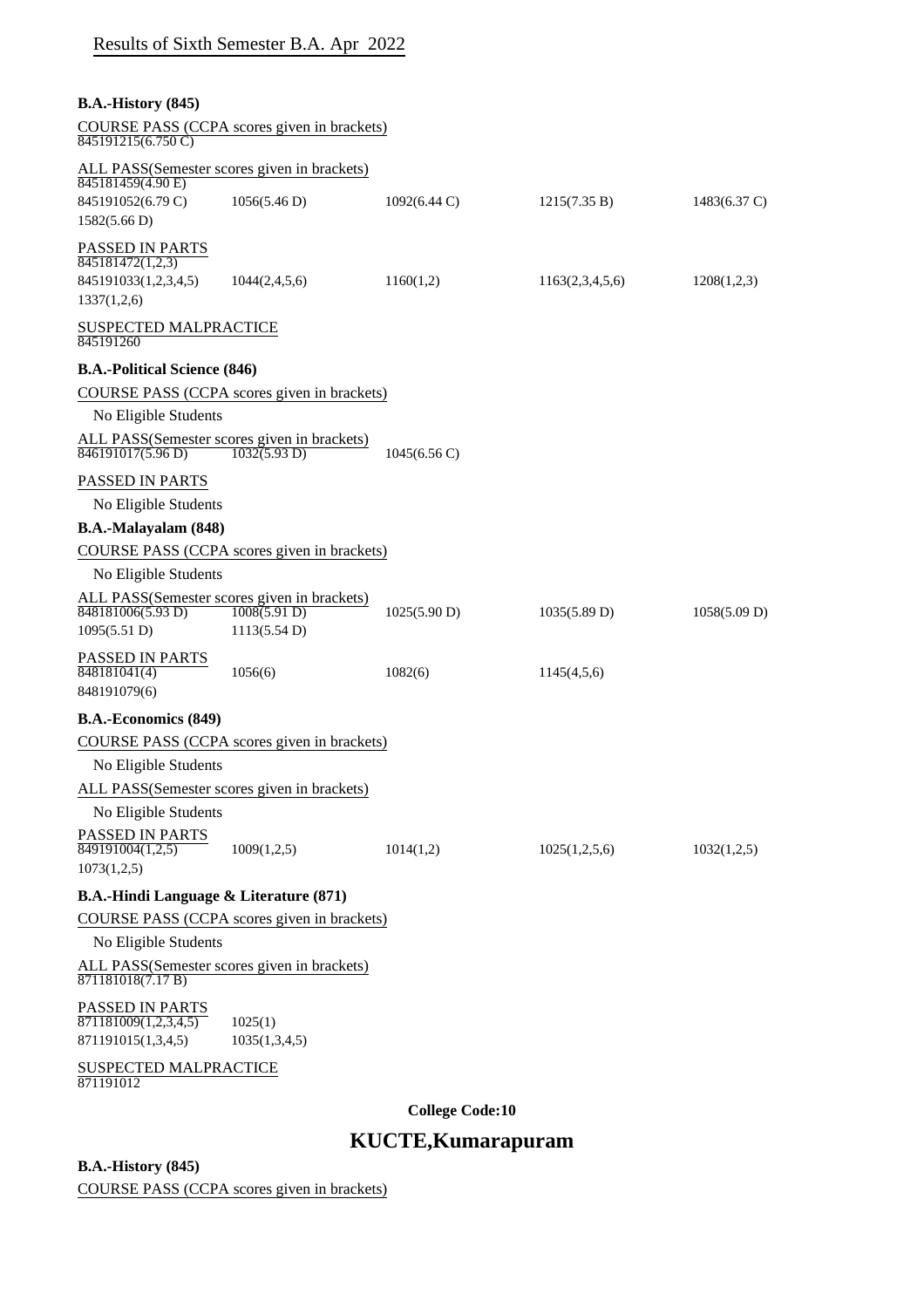Results of Sixth Semester B.A. Apr 2022

**B.A.-History (845)**

COURSE PASS (CCPA scores given in brackets)

845191215(6.750 C)

ALL PASS(Semester scores given in brackets)

845181459(4.90 E)

| | | | | |
|---|---|---|---|---|
| 845191052(6.79 C) | 1056(5.46 D) | 1092(6.44 C) | 1215(7.35 B) | 1483(6.37 C) |
| 1582(5.66 D) | | | | |

PASSED IN PARTS

845181472(1,2,3)

| | | | | |
|---|---|---|---|---|
| 845191033(1,2,3,4,5) | 1044(2,4,5,6) | 1160(1,2) | 1163(2,3,4,5,6) | 1208(1,2,3) |
| 1337(1,2,6) | | | | |

SUSPECTED MALPRACTICE

845191260

**B.A.-Political Science (846)**

COURSE PASS (CCPA scores given in brackets)

No Eligible Students

ALL PASS(Semester scores given in brackets)

| | | |
|---|---|---|
| 846191017(5.96 D) | 1032(5.93 D) | 1045(6.56 C) |

PASSED IN PARTS

No Eligible Students

**B.A.-Malayalam (848)**

COURSE PASS (CCPA scores given in brackets)

No Eligible Students

ALL PASS(Semester scores given in brackets)

| | | | | |
|---|---|---|---|---|
| 848181006(5.93 D) | 1008(5.91 D) | 1025(5.90 D) | 1035(5.89 D) | 1058(5.09 D) |
| 1095(5.51 D) | 1113(5.54 D) | | | |

PASSED IN PARTS

| | | | |
|---|---|---|---|
| 848181041(4) | 1056(6) | 1082(6) | 1145(4,5,6) |
| 848191079(6) | | | |

**B.A.-Economics (849)**

COURSE PASS (CCPA scores given in brackets)

No Eligible Students

ALL PASS(Semester scores given in brackets)

No Eligible Students

PASSED IN PARTS

| | | | | |
|---|---|---|---|---|
| 849191004(1,2,5) | 1009(1,2,5) | 1014(1,2) | 1025(1,2,5,6) | 1032(1,2,5) |
| 1073(1,2,5) | | | | |

**B.A.-Hindi Language & Literature (871)**

COURSE PASS (CCPA scores given in brackets)

No Eligible Students

ALL PASS(Semester scores given in brackets)

871181018(7.17 B)

PASSED IN PARTS

| | |
|---|---|
| 871181009(1,2,3,4,5) | 1025(1) |
| 871191015(1,3,4,5) | 1035(1,3,4,5) |

SUSPECTED MALPRACTICE

871191012

**College Code:10**

## KUCTE,Kumarapuram

**B.A.-History (845)**

COURSE PASS (CCPA scores given in brackets)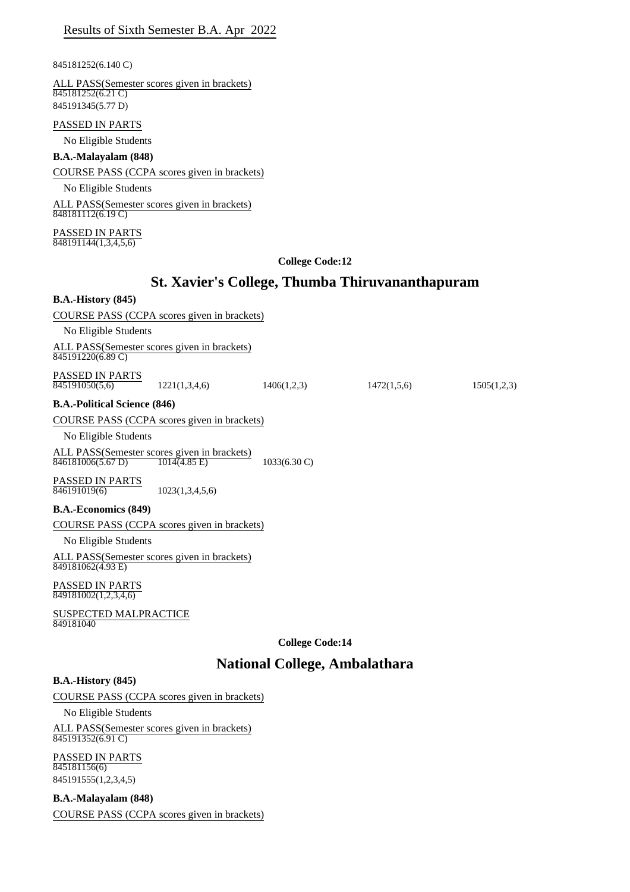Results of Sixth Semester B.A. Apr 2022

845181252(6.140 C)

ALL PASS(Semester scores given in brackets)

845181252(6.21 C)

845191345(5.77 D)

PASSED IN PARTS

No Eligible Students

**B.A.-Malayalam (848)**

COURSE PASS (CCPA scores given in brackets)

No Eligible Students

ALL PASS(Semester scores given in brackets)

848181112(6.19 C)

PASSED IN PARTS

848191144(1,3,4,5,6)

**College Code:12**

## St. Xavier's College, Thumba Thiruvananthapuram

**B.A.-History (845)**

COURSE PASS (CCPA scores given in brackets)

No Eligible Students

ALL PASS(Semester scores given in brackets)

845191220(6.89 C)

PASSED IN PARTS

845191050(5,6) 1221(1,3,4,6) 1406(1,2,3) 1472(1,5,6) 1505(1,2,3)

**B.A.-Political Science (846)**

COURSE PASS (CCPA scores given in brackets)

No Eligible Students

ALL PASS(Semester scores given in brackets)

846181006(5.67 D) 1014(4.85 E) 1033(6.30 C)

PASSED IN PARTS

846191019(6) 1023(1,3,4,5,6)

**B.A.-Economics (849)**

COURSE PASS (CCPA scores given in brackets)

No Eligible Students

ALL PASS(Semester scores given in brackets)

849181062(4.93 E)

PASSED IN PARTS

849181002(1,2,3,4,6)

SUSPECTED MALPRACTICE

849181040

**College Code:14**

## National College, Ambalathara

**B.A.-History (845)**

COURSE PASS (CCPA scores given in brackets)

No Eligible Students

ALL PASS(Semester scores given in brackets)

845191352(6.91 C)

PASSED IN PARTS

845181156(6)

845191555(1,2,3,4,5)

**B.A.-Malayalam (848)**

COURSE PASS (CCPA scores given in brackets)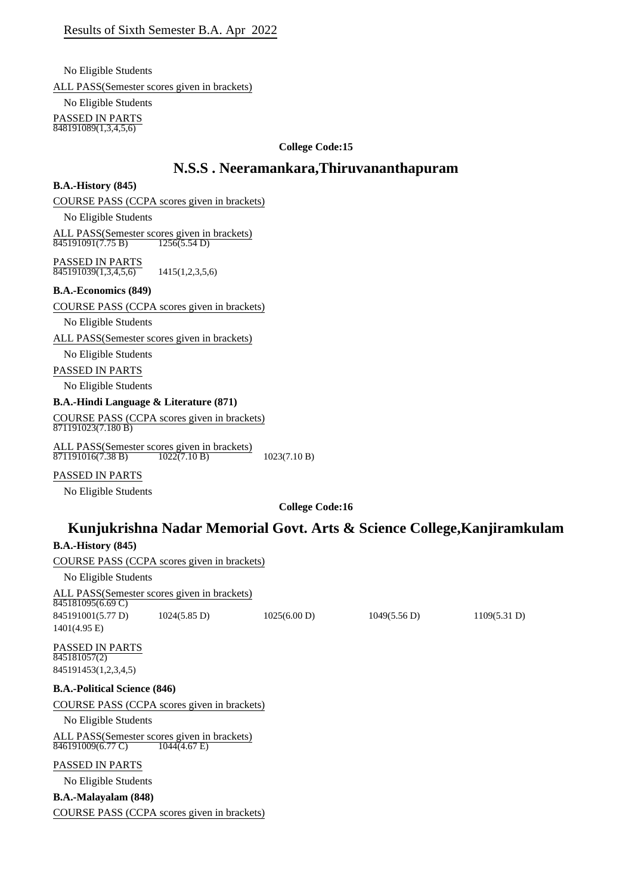Results of Sixth Semester B.A. Apr 2022

No Eligible Students

ALL PASS(Semester scores given in brackets)

No Eligible Students

PASSED IN PARTS

848191089(1,3,4,5,6)

**College Code:15**

## N.S.S . Neeramankara,Thiruvananthapuram

**B.A.-History (845)**

COURSE PASS (CCPA scores given in brackets)

No Eligible Students

ALL PASS(Semester scores given in brackets)

845191091(7.75 B)    1256(5.54 D)

PASSED IN PARTS

845191039(1,3,4,5,6)    1415(1,2,3,5,6)

**B.A.-Economics (849)**

COURSE PASS (CCPA scores given in brackets)

No Eligible Students

ALL PASS(Semester scores given in brackets)

No Eligible Students

PASSED IN PARTS

No Eligible Students

**B.A.-Hindi Language & Literature (871)**

COURSE PASS (CCPA scores given in brackets)

871191023(7.180 B)

ALL PASS(Semester scores given in brackets)

871191016(7.38 B)    1022(7.10 B)    1023(7.10 B)

PASSED IN PARTS

No Eligible Students

**College Code:16**

## Kunjukrishna Nadar Memorial Govt. Arts & Science College,Kanjiramkulam

**B.A.-History (845)**

COURSE PASS (CCPA scores given in brackets)

No Eligible Students

ALL PASS(Semester scores given in brackets)

845181095(6.69 C)

845191001(5.77 D)    1024(5.85 D)    1025(6.00 D)    1049(5.56 D)    1109(5.31 D)

1401(4.95 E)

PASSED IN PARTS

845181057(2)

845191453(1,2,3,4,5)

**B.A.-Political Science (846)**

COURSE PASS (CCPA scores given in brackets)

No Eligible Students

ALL PASS(Semester scores given in brackets)

846191009(6.77 C)    1044(4.67 E)

PASSED IN PARTS

No Eligible Students

**B.A.-Malayalam (848)**

COURSE PASS (CCPA scores given in brackets)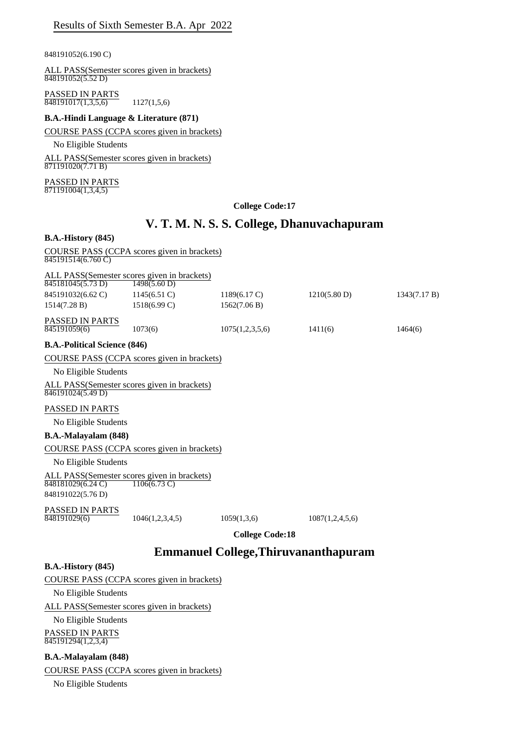848191052(6.190 C)

ALL PASS(Semester scores given in brackets)
848191052(5.52 D)

PASSED IN PARTS
848191017(1,3,5,6) 1127(1,5,6)

**B.A.-Hindi Language & Literature (871)**

COURSE PASS (CCPA scores given in brackets)

No Eligible Students

ALL PASS(Semester scores given in brackets)
871191020(7.71 B)

PASSED IN PARTS
871191004(1,3,4,5)

**College Code:17**

## V. T. M. N. S. S. College, Dhanuvachapuram

**B.A.-History (845)**

COURSE PASS (CCPA scores given in brackets)
845191514(6.760 C)

ALL PASS(Semester scores given in brackets)

| | | | | |
|---|---|---|---|---|
| 845181045(5.73 D) | 1498(5.60 D) | | | |
| 845191032(6.62 C) | 1145(6.51 C) | 1189(6.17 C) | 1210(5.80 D) | 1343(7.17 B) |
| 1514(7.28 B) | 1518(6.99 C) | 1562(7.06 B) | | |

PASSED IN PARTS

| | | | | |
|---|---|---|---|---|
| 845191059(6) | 1073(6) | 1075(1,2,3,5,6) | 1411(6) | 1464(6) |

**B.A.-Political Science (846)**

COURSE PASS (CCPA scores given in brackets)

No Eligible Students

ALL PASS(Semester scores given in brackets)
846191024(5.49 D)

PASSED IN PARTS

No Eligible Students

**B.A.-Malayalam (848)**

COURSE PASS (CCPA scores given in brackets)

No Eligible Students

ALL PASS(Semester scores given in brackets)
848181029(6.24 C) 1106(6.73 C)
848191022(5.76 D)

PASSED IN PARTS

| | | | |
|---|---|---|---|
| 848191029(6) | 1046(1,2,3,4,5) | 1059(1,3,6) | 1087(1,2,4,5,6) |

**College Code:18**

## Emmanuel College,Thiruvananthapuram

**B.A.-History (845)**

COURSE PASS (CCPA scores given in brackets)

No Eligible Students

ALL PASS(Semester scores given in brackets)

No Eligible Students

PASSED IN PARTS
845191294(1,2,3,4)

**B.A.-Malayalam (848)**

COURSE PASS (CCPA scores given in brackets)

No Eligible Students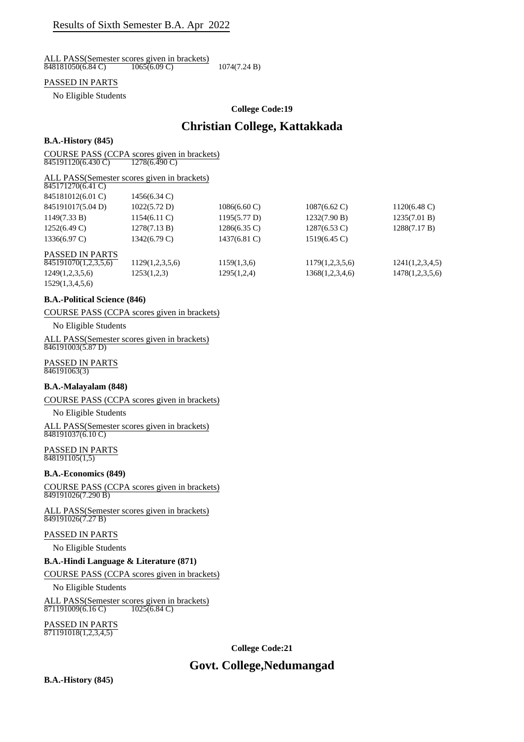Results of Sixth Semester B.A. Apr 2022

ALL PASS(Semester scores given in brackets)

848181050(6.84 C) 1065(6.09 C) 1074(7.24 B)

PASSED IN PARTS

No Eligible Students

**College Code:19**

## Christian College, Kattakkada

**B.A.-History (845)**

COURSE PASS (CCPA scores given in brackets)

845191120(6.430 C) 1278(6.490 C)

ALL PASS(Semester scores given in brackets)

845171270(6.41 C)

845181012(6.01 C) 1456(6.34 C)

845191017(5.04 D) 1022(5.72 D) 1086(6.60 C) 1087(6.62 C) 1120(6.48 C)
1149(7.33 B) 1154(6.11 C) 1195(5.77 D) 1232(7.90 B) 1235(7.01 B)
1252(6.49 C) 1278(7.13 B) 1286(6.35 C) 1287(6.53 C) 1288(7.17 B)
1336(6.97 C) 1342(6.79 C) 1437(6.81 C) 1519(6.45 C)

PASSED IN PARTS

845191070(1,2,3,5,6) 1129(1,2,3,5,6) 1159(1,3,6) 1179(1,2,3,5,6) 1241(1,2,3,4,5)
1249(1,2,3,5,6) 1253(1,2,3) 1295(1,2,4) 1368(1,2,3,4,6) 1478(1,2,3,5,6)
1529(1,3,4,5,6)

**B.A.-Political Science (846)**

COURSE PASS (CCPA scores given in brackets)

No Eligible Students

ALL PASS(Semester scores given in brackets)

846191003(5.87 D)

PASSED IN PARTS

846191063(3)

**B.A.-Malayalam (848)**

COURSE PASS (CCPA scores given in brackets)

No Eligible Students

ALL PASS(Semester scores given in brackets)

848191037(6.10 C)

PASSED IN PARTS

848191105(1,5)

**B.A.-Economics (849)**

COURSE PASS (CCPA scores given in brackets)

849191026(7.290 B)

ALL PASS(Semester scores given in brackets)

849191026(7.27 B)

PASSED IN PARTS

No Eligible Students

**B.A.-Hindi Language & Literature (871)**

COURSE PASS (CCPA scores given in brackets)

No Eligible Students

ALL PASS(Semester scores given in brackets)

871191009(6.16 C) 1025(6.84 C)

PASSED IN PARTS

871191018(1,2,3,4,5)

**College Code:21**

## Govt. College,Nedumangad

**B.A.-History (845)**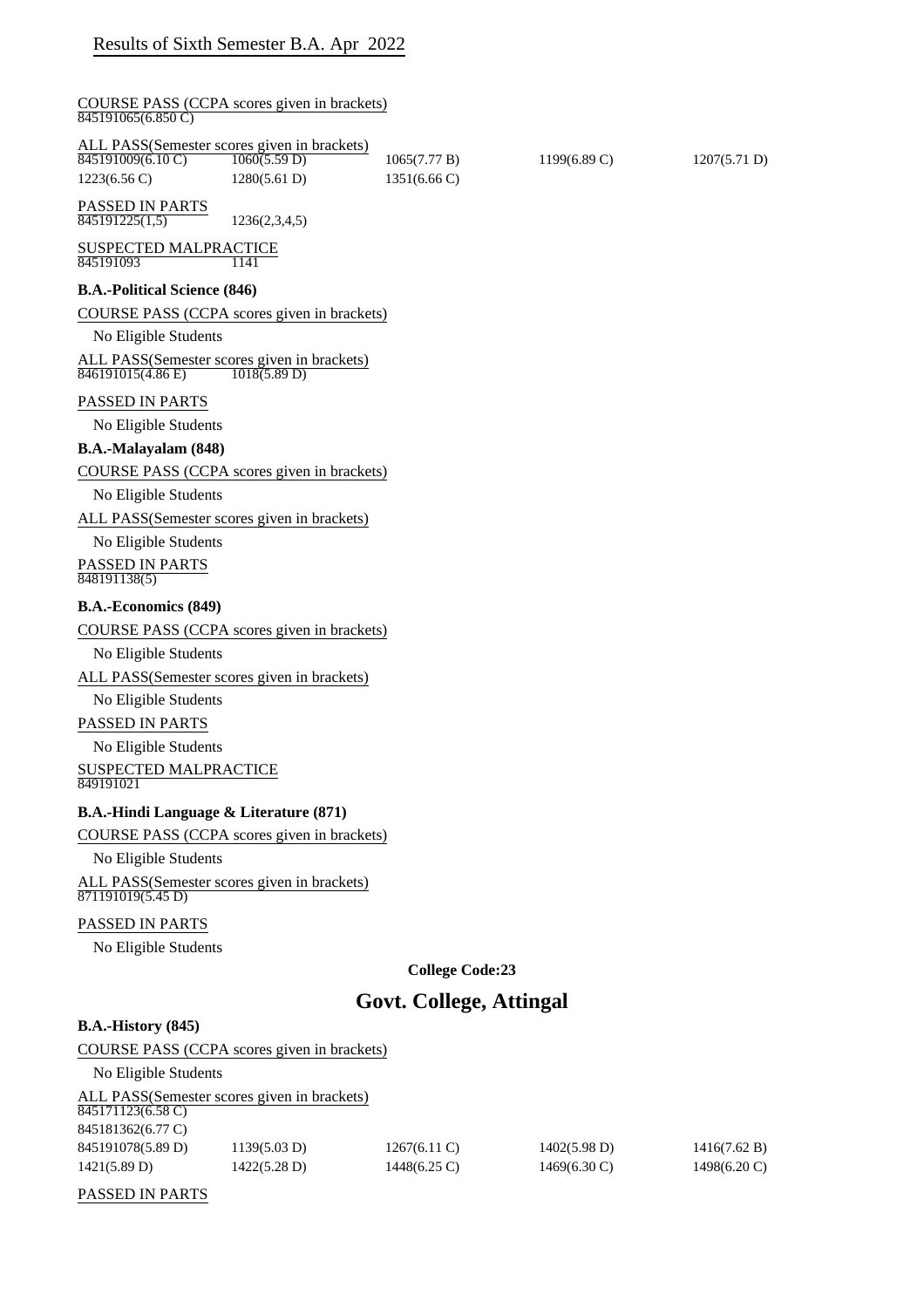## Results of Sixth Semester B.A. Apr 2022

COURSE PASS (CCPA scores given in brackets)

845191065(6.850 C)

ALL PASS(Semester scores given in brackets)

| | | | | |
|---|---|---|---|---|
| 845191009(6.10 C) | 1060(5.59 D) | 1065(7.77 B) | 1199(6.89 C) | 1207(5.71 D) |
| 1223(6.56 C) | 1280(5.61 D) | 1351(6.66 C) | | |

PASSED IN PARTS

845191225(1,5)　1236(2,3,4,5)

SUSPECTED MALPRACTICE

845191093　1141

**B.A.-Political Science (846)**

COURSE PASS (CCPA scores given in brackets)

No Eligible Students

ALL PASS(Semester scores given in brackets)

846191015(4.86 E)　1018(5.89 D)

PASSED IN PARTS

No Eligible Students

**B.A.-Malayalam (848)**

COURSE PASS (CCPA scores given in brackets)

No Eligible Students

ALL PASS(Semester scores given in brackets)

No Eligible Students

PASSED IN PARTS

848191138(5)

**B.A.-Economics (849)**

COURSE PASS (CCPA scores given in brackets)

No Eligible Students

ALL PASS(Semester scores given in brackets)

No Eligible Students

PASSED IN PARTS

No Eligible Students

SUSPECTED MALPRACTICE

849191021

**B.A.-Hindi Language & Literature (871)**

COURSE PASS (CCPA scores given in brackets)

No Eligible Students

ALL PASS(Semester scores given in brackets)

871191019(5.45 D)

PASSED IN PARTS

No Eligible Students

**College Code:23**

## Govt. College, Attingal

**B.A.-History (845)**

COURSE PASS (CCPA scores given in brackets)

No Eligible Students

ALL PASS(Semester scores given in brackets)

845171123(6.58 C)

845181362(6.77 C)

| | | | | |
|---|---|---|---|---|
| 845191078(5.89 D) | 1139(5.03 D) | 1267(6.11 C) | 1402(5.98 D) | 1416(7.62 B) |
| 1421(5.89 D) | 1422(5.28 D) | 1448(6.25 C) | 1469(6.30 C) | 1498(6.20 C) |

PASSED IN PARTS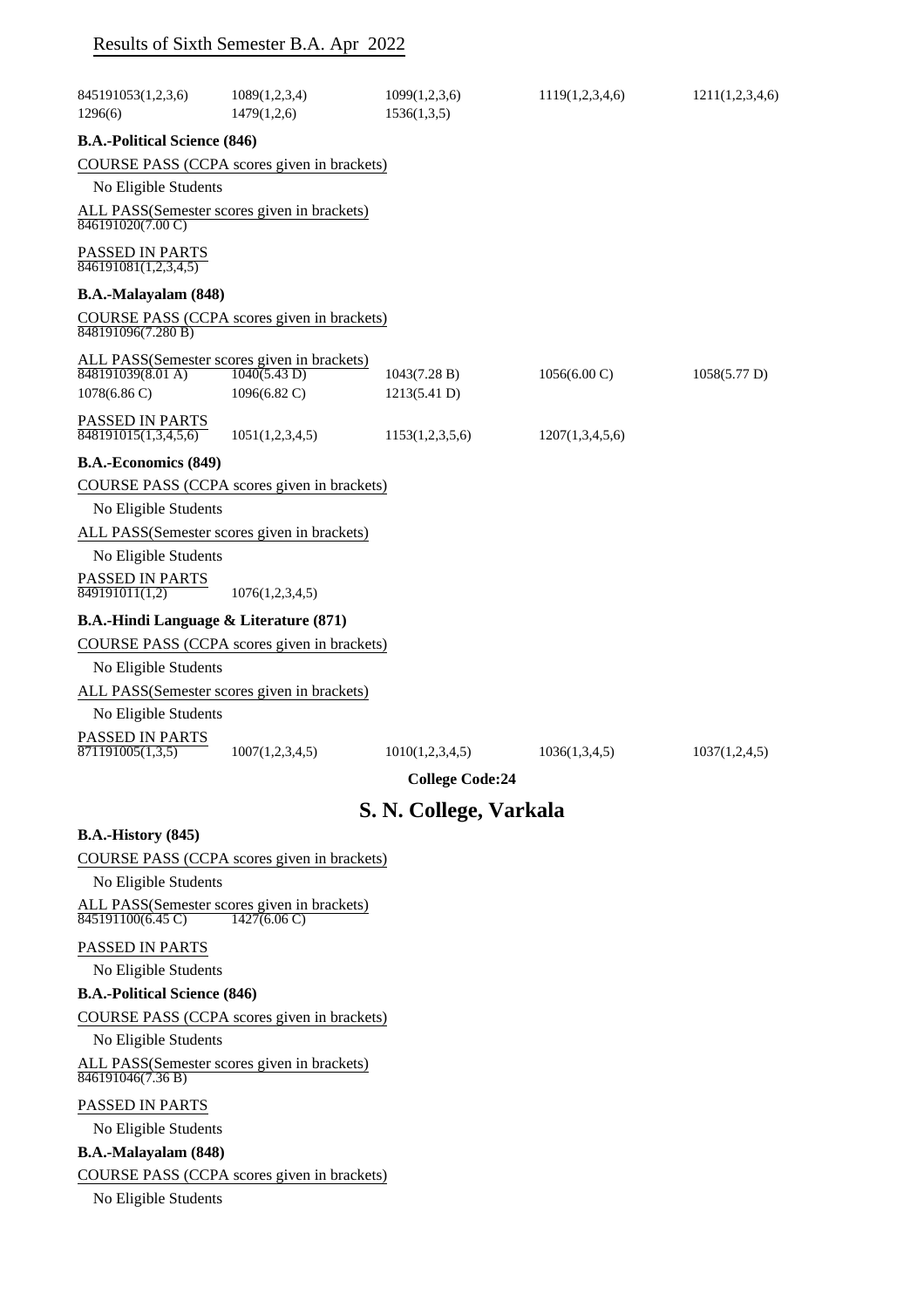Results of Sixth Semester B.A. Apr 2022

845191053(1,2,3,6) 1089(1,2,3,4) 1099(1,2,3,6) 1119(1,2,3,4,6) 1211(1,2,3,4,6)
1296(6) 1479(1,2,6) 1536(1,3,5)

**B.A.-Political Science (846)**

COURSE PASS (CCPA scores given in brackets)

No Eligible Students

ALL PASS(Semester scores given in brackets)
846191020(7.00 C)

PASSED IN PARTS
846191081(1,2,3,4,5)

**B.A.-Malayalam (848)**

COURSE PASS (CCPA scores given in brackets)
848191096(7.280 B)

ALL PASS(Semester scores given in brackets)
848191039(8.01 A) 1040(5.43 D) 1043(7.28 B) 1056(6.00 C) 1058(5.77 D)
1078(6.86 C) 1096(6.82 C) 1213(5.41 D)

PASSED IN PARTS
848191015(1,3,4,5,6) 1051(1,2,3,4,5) 1153(1,2,3,5,6) 1207(1,3,4,5,6)

**B.A.-Economics (849)**

COURSE PASS (CCPA scores given in brackets)

No Eligible Students

ALL PASS(Semester scores given in brackets)

No Eligible Students

PASSED IN PARTS
849191011(1,2) 1076(1,2,3,4,5)

**B.A.-Hindi Language & Literature (871)**

COURSE PASS (CCPA scores given in brackets)

No Eligible Students

ALL PASS(Semester scores given in brackets)

No Eligible Students

PASSED IN PARTS
871191005(1,3,5) 1007(1,2,3,4,5) 1010(1,2,3,4,5) 1036(1,3,4,5) 1037(1,2,4,5)

**College Code:24**

# S. N. College, Varkala

**B.A.-History (845)**

COURSE PASS (CCPA scores given in brackets)

No Eligible Students

ALL PASS(Semester scores given in brackets)
845191100(6.45 C) 1427(6.06 C)

PASSED IN PARTS

No Eligible Students

**B.A.-Political Science (846)**

COURSE PASS (CCPA scores given in brackets)

No Eligible Students

ALL PASS(Semester scores given in brackets)
846191046(7.36 B)

PASSED IN PARTS

No Eligible Students

**B.A.-Malayalam (848)**

COURSE PASS (CCPA scores given in brackets)

No Eligible Students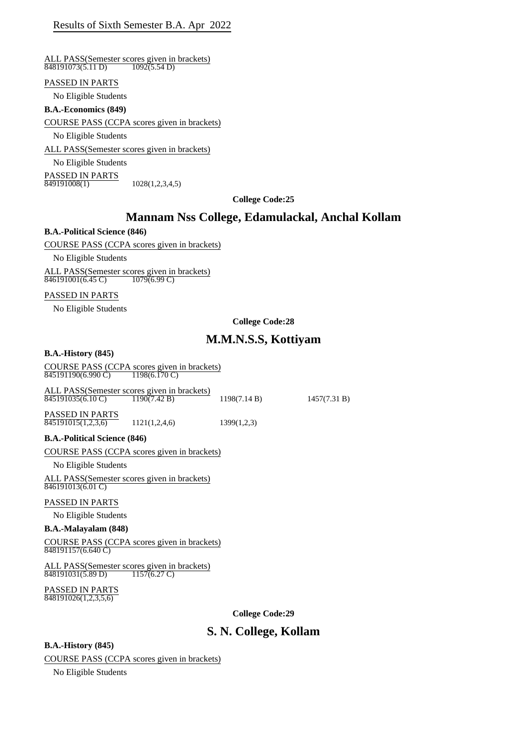Results of Sixth Semester B.A. Apr 2022

ALL PASS(Semester scores given in brackets)

848191073(5.11 D) 1092(5.54 D)

PASSED IN PARTS

No Eligible Students

**B.A.-Economics (849)**

COURSE PASS (CCPA scores given in brackets)

No Eligible Students

ALL PASS(Semester scores given in brackets)

No Eligible Students

PASSED IN PARTS

849191008(1) 1028(1,2,3,4,5)

**College Code:25**

## Mannam Nss College, Edamulackal, Anchal Kollam

**B.A.-Political Science (846)**

COURSE PASS (CCPA scores given in brackets)

No Eligible Students

ALL PASS(Semester scores given in brackets)

846191001(6.45 C) 1079(6.99 C)

PASSED IN PARTS

No Eligible Students

**College Code:28**

## M.M.N.S.S, Kottiyam

**B.A.-History (845)**

COURSE PASS (CCPA scores given in brackets)

845191190(6.990 C) 1198(6.170 C)

ALL PASS(Semester scores given in brackets)

845191035(6.10 C) 1190(7.42 B) 1198(7.14 B) 1457(7.31 B)

PASSED IN PARTS

845191015(1,2,3,6) 1121(1,2,4,6) 1399(1,2,3)

**B.A.-Political Science (846)**

COURSE PASS (CCPA scores given in brackets)

No Eligible Students

ALL PASS(Semester scores given in brackets)

846191013(6.01 C)

PASSED IN PARTS

No Eligible Students

**B.A.-Malayalam (848)**

COURSE PASS (CCPA scores given in brackets)

848191157(6.640 C)

ALL PASS(Semester scores given in brackets)

848191031(5.89 D) 1157(6.27 C)

PASSED IN PARTS

848191026(1,2,3,5,6)

**College Code:29**

## S. N. College, Kollam

**B.A.-History (845)**

COURSE PASS (CCPA scores given in brackets)

No Eligible Students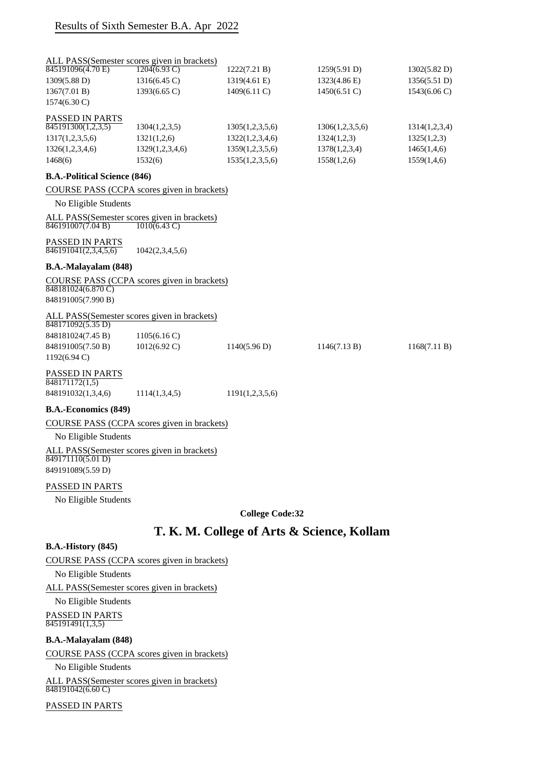## Results of Sixth Semester B.A. Apr 2022

ALL PASS(Semester scores given in brackets)

| | | | | |
|---|---|---|---|---|
| 845191096(4.70 E) | 1204(6.93 C) | 1222(7.21 B) | 1259(5.91 D) | 1302(5.82 D) |
| 1309(5.88 D) | 1316(6.45 C) | 1319(4.61 E) | 1323(4.86 E) | 1356(5.51 D) |
| 1367(7.01 B) | 1393(6.65 C) | 1409(6.11 C) | 1450(6.51 C) | 1543(6.06 C) |
| 1574(6.30 C) | | | | |

PASSED IN PARTS

| | | | | |
|---|---|---|---|---|
| 845191300(1,2,3,5) | 1304(1,2,3,5) | 1305(1,2,3,5,6) | 1306(1,2,3,5,6) | 1314(1,2,3,4) |
| 1317(1,2,3,5,6) | 1321(1,2,6) | 1322(1,2,3,4,6) | 1324(1,2,3) | 1325(1,2,3) |
| 1326(1,2,3,4,6) | 1329(1,2,3,4,6) | 1359(1,2,3,5,6) | 1378(1,2,3,4) | 1465(1,4,6) |
| 1468(6) | 1532(6) | 1535(1,2,3,5,6) | 1558(1,2,6) | 1559(1,4,6) |

### B.A.-Political Science (846)

COURSE PASS (CCPA scores given in brackets)

No Eligible Students

ALL PASS(Semester scores given in brackets)

846191007(7.04 B) 1010(6.43 C)

PASSED IN PARTS

846191041(2,3,4,5,6) 1042(2,3,4,5,6)

### B.A.-Malayalam (848)

COURSE PASS (CCPA scores given in brackets)

848181024(6.870 C)

848191005(7.990 B)

ALL PASS(Semester scores given in brackets)

| | | | | |
|---|---|---|---|---|
| 848171092(5.35 D) | | | | |
| 848181024(7.45 B) | 1105(6.16 C) | | | |
| 848191005(7.50 B) | 1012(6.92 C) | 1140(5.96 D) | 1146(7.13 B) | 1168(7.11 B) |
| 1192(6.94 C) | | | | |

PASSED IN PARTS

848171172(1,5)

848191032(1,3,4,6) 1114(1,3,4,5) 1191(1,2,3,5,6)

### B.A.-Economics (849)

COURSE PASS (CCPA scores given in brackets)

No Eligible Students

ALL PASS(Semester scores given in brackets)

849171110(5.01 D)

849191089(5.59 D)

PASSED IN PARTS

No Eligible Students

**College Code:32**

# T. K. M. College of Arts & Science, Kollam

### B.A.-History (845)

COURSE PASS (CCPA scores given in brackets)

No Eligible Students

ALL PASS(Semester scores given in brackets)

No Eligible Students

PASSED IN PARTS

845191491(1,3,5)

### B.A.-Malayalam (848)

COURSE PASS (CCPA scores given in brackets)

No Eligible Students

ALL PASS(Semester scores given in brackets)

848191042(6.60 C)

PASSED IN PARTS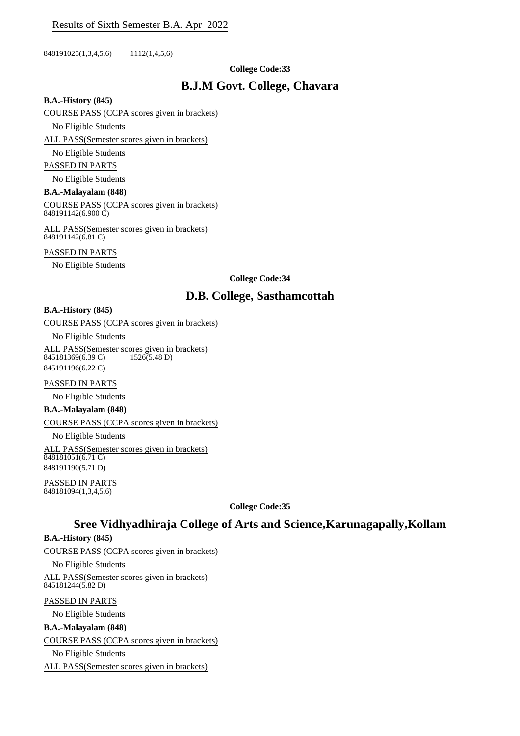848191025(1,3,4,5,6)  1112(1,4,5,6)

**College Code:33**

## B.J.M Govt. College, Chavara

**B.A.-History (845)**

COURSE PASS (CCPA scores given in brackets)

No Eligible Students

ALL PASS(Semester scores given in brackets)

No Eligible Students

PASSED IN PARTS

No Eligible Students

**B.A.-Malayalam (848)**

COURSE PASS (CCPA scores given in brackets)

848191142(6.900 C)

ALL PASS(Semester scores given in brackets)

848191142(6.81 C)

PASSED IN PARTS

No Eligible Students

**College Code:34**

## D.B. College, Sasthamcottah

**B.A.-History (845)**

COURSE PASS (CCPA scores given in brackets)

No Eligible Students

ALL PASS(Semester scores given in brackets)

845181369(6.39 C)  1526(5.48 D)

845191196(6.22 C)

PASSED IN PARTS

No Eligible Students

**B.A.-Malayalam (848)**

COURSE PASS (CCPA scores given in brackets)

No Eligible Students

ALL PASS(Semester scores given in brackets)

848181051(6.71 C)

848191190(5.71 D)

PASSED IN PARTS

848181094(1,3,4,5,6)

**College Code:35**

## Sree Vidhyadhiraja College of Arts and Science,Karunagapally,Kollam

**B.A.-History (845)**

COURSE PASS (CCPA scores given in brackets)

No Eligible Students

ALL PASS(Semester scores given in brackets)

845181244(5.82 D)

PASSED IN PARTS

No Eligible Students

**B.A.-Malayalam (848)**

COURSE PASS (CCPA scores given in brackets)

No Eligible Students

ALL PASS(Semester scores given in brackets)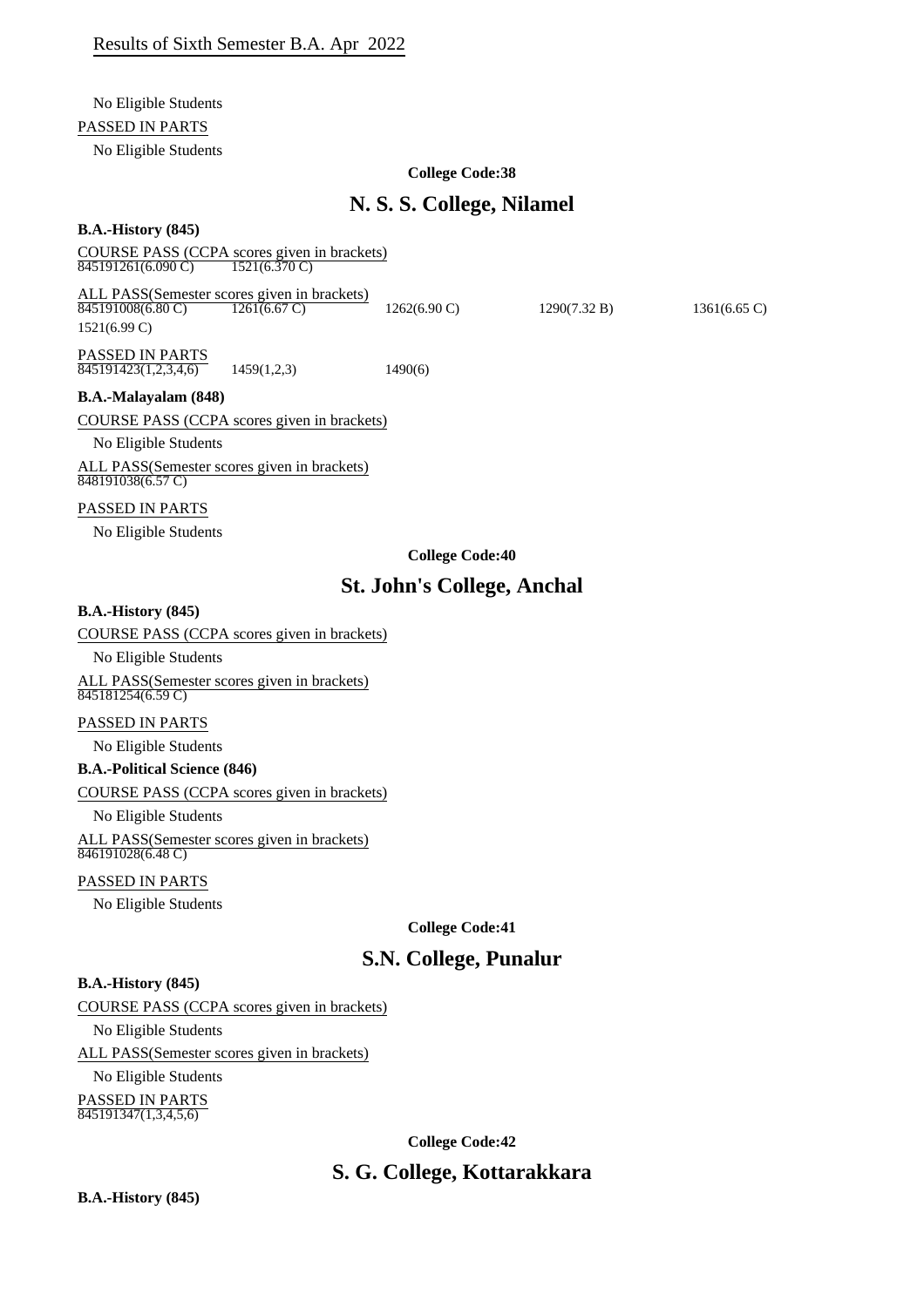Results of Sixth Semester B.A. Apr 2022

No Eligible Students

PASSED IN PARTS

No Eligible Students

**College Code:38**

## N. S. S. College, Nilamel

**B.A.-History (845)**

COURSE PASS (CCPA scores given in brackets)

845191261(6.090 C) 1521(6.370 C)

ALL PASS(Semester scores given in brackets)

845191008(6.80 C) 1261(6.67 C) 1262(6.90 C) 1290(7.32 B) 1361(6.65 C) 1521(6.99 C)

PASSED IN PARTS

845191423(1,2,3,4,6) 1459(1,2,3) 1490(6)

**B.A.-Malayalam (848)**

COURSE PASS (CCPA scores given in brackets)

No Eligible Students

ALL PASS(Semester scores given in brackets)

848191038(6.57 C)

PASSED IN PARTS

No Eligible Students

**College Code:40**

## St. John's College, Anchal

**B.A.-History (845)**

COURSE PASS (CCPA scores given in brackets)

No Eligible Students

ALL PASS(Semester scores given in brackets)

845181254(6.59 C)

PASSED IN PARTS

No Eligible Students

**B.A.-Political Science (846)**

COURSE PASS (CCPA scores given in brackets)

No Eligible Students

ALL PASS(Semester scores given in brackets)

846191028(6.48 C)

PASSED IN PARTS

No Eligible Students

**College Code:41**

## S.N. College, Punalur

**B.A.-History (845)**

COURSE PASS (CCPA scores given in brackets)

No Eligible Students

ALL PASS(Semester scores given in brackets)

No Eligible Students

PASSED IN PARTS

845191347(1,3,4,5,6)

**College Code:42**

## S. G. College, Kottarakkara

**B.A.-History (845)**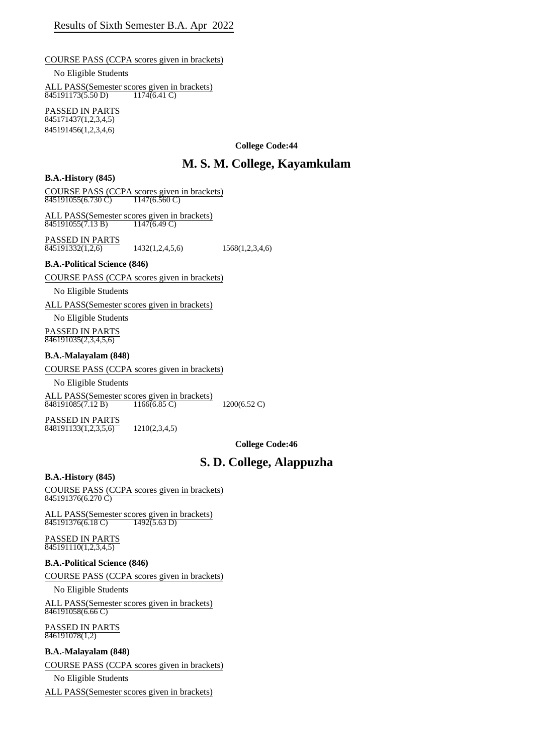COURSE PASS (CCPA scores given in brackets)

No Eligible Students

ALL PASS(Semester scores given in brackets)

845191173(5.50 D) 1174(6.41 C)

PASSED IN PARTS

845171437(1,2,3,4,5)

845191456(1,2,3,4,6)

**College Code:44**

## M. S. M. College, Kayamkulam

**B.A.-History (845)**

COURSE PASS (CCPA scores given in brackets)

845191055(6.730 C) 1147(6.560 C)

ALL PASS(Semester scores given in brackets)

845191055(7.13 B) 1147(6.49 C)

PASSED IN PARTS

845191332(1,2,6) 1432(1,2,4,5,6) 1568(1,2,3,4,6)

**B.A.-Political Science (846)**

COURSE PASS (CCPA scores given in brackets)

No Eligible Students

ALL PASS(Semester scores given in brackets)

No Eligible Students

PASSED IN PARTS

846191035(2,3,4,5,6)

**B.A.-Malayalam (848)**

COURSE PASS (CCPA scores given in brackets)

No Eligible Students

ALL PASS(Semester scores given in brackets)

848191085(7.12 B) 1166(6.85 C) 1200(6.52 C)

PASSED IN PARTS

848191133(1,2,3,5,6) 1210(2,3,4,5)

**College Code:46**

## S. D. College, Alappuzha

**B.A.-History (845)**

COURSE PASS (CCPA scores given in brackets)

845191376(6.270 C)

ALL PASS(Semester scores given in brackets)

845191376(6.18 C) 1492(5.63 D)

PASSED IN PARTS

845191110(1,2,3,4,5)

**B.A.-Political Science (846)**

COURSE PASS (CCPA scores given in brackets)

No Eligible Students

ALL PASS(Semester scores given in brackets)

846191058(6.66 C)

PASSED IN PARTS

846191078(1,2)

**B.A.-Malayalam (848)**

COURSE PASS (CCPA scores given in brackets)

No Eligible Students

ALL PASS(Semester scores given in brackets)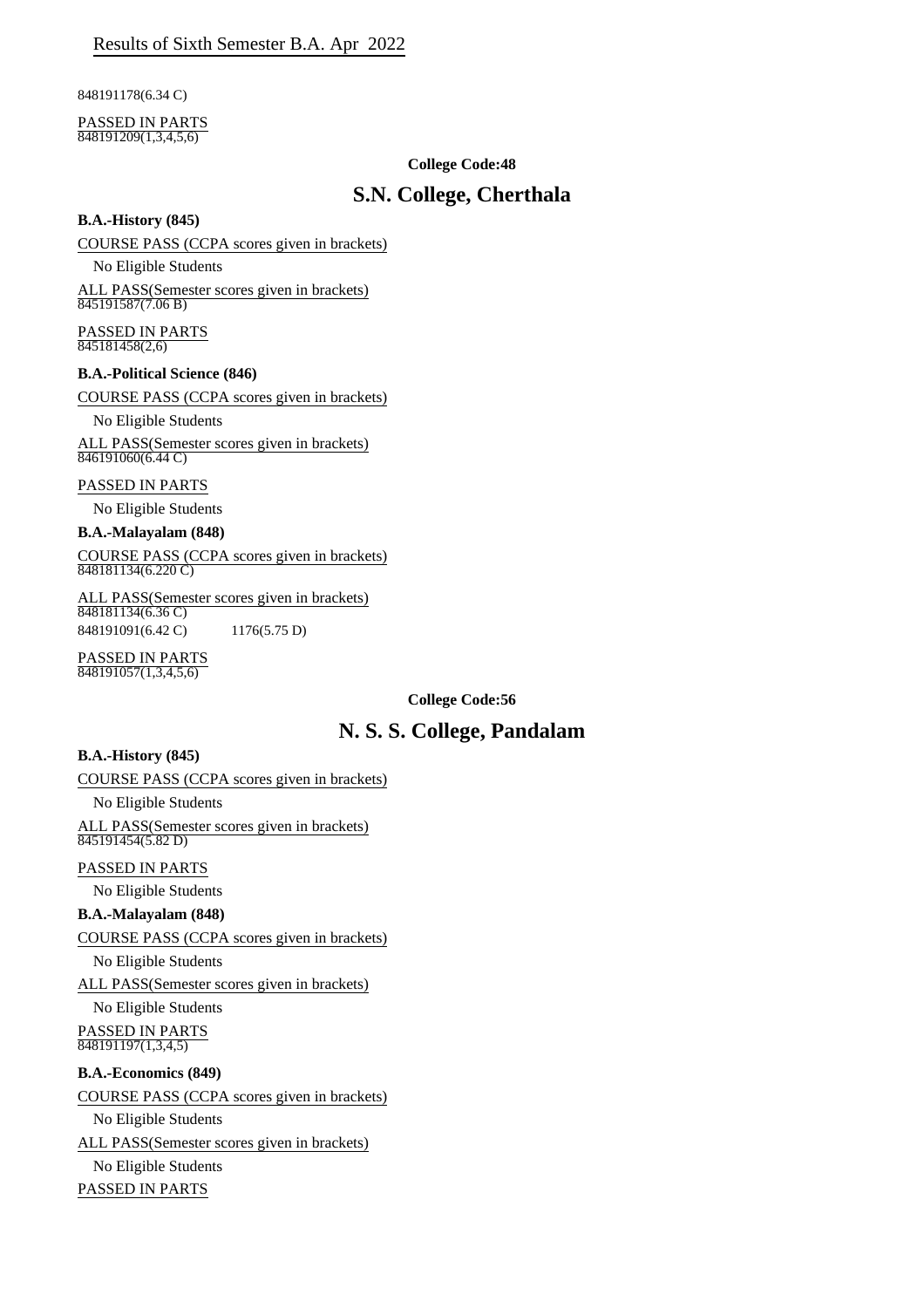848191178(6.34 C)

PASSED IN PARTS
848191209(1,3,4,5,6)

**College Code:48**

## S.N. College, Cherthala

**B.A.-History (845)**

COURSE PASS (CCPA scores given in brackets)

No Eligible Students

ALL PASS(Semester scores given in brackets)
845191587(7.06 B)

PASSED IN PARTS
845181458(2,6)

**B.A.-Political Science (846)**

COURSE PASS (CCPA scores given in brackets)

No Eligible Students

ALL PASS(Semester scores given in brackets)
846191060(6.44 C)

PASSED IN PARTS

No Eligible Students

**B.A.-Malayalam (848)**

COURSE PASS (CCPA scores given in brackets)
848181134(6.220 C)

ALL PASS(Semester scores given in brackets)
848181134(6.36 C)
848191091(6.42 C) 1176(5.75 D)

PASSED IN PARTS
848191057(1,3,4,5,6)

**College Code:56**

## N. S. S. College, Pandalam

**B.A.-History (845)**

COURSE PASS (CCPA scores given in brackets)

No Eligible Students

ALL PASS(Semester scores given in brackets)
845191454(5.82 D)

PASSED IN PARTS

No Eligible Students

**B.A.-Malayalam (848)**

COURSE PASS (CCPA scores given in brackets)

No Eligible Students

ALL PASS(Semester scores given in brackets)

No Eligible Students

PASSED IN PARTS
848191197(1,3,4,5)

**B.A.-Economics (849)**

COURSE PASS (CCPA scores given in brackets)

No Eligible Students

ALL PASS(Semester scores given in brackets)

No Eligible Students

PASSED IN PARTS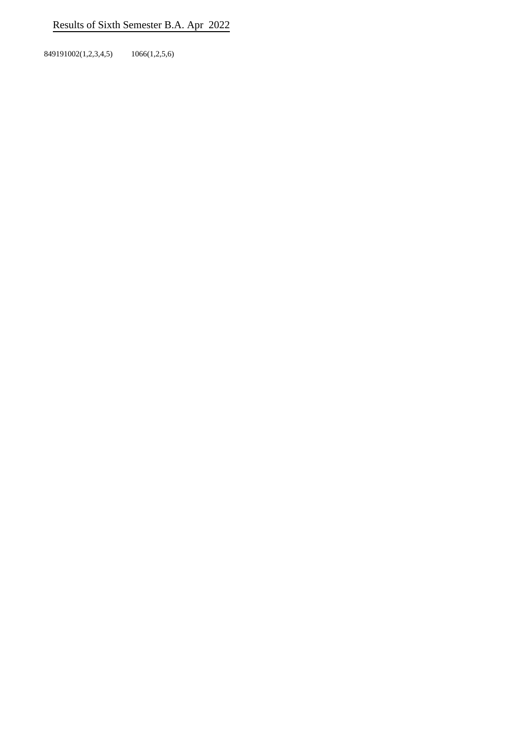Results of Sixth Semester B.A. Apr 2022

849191002(1,2,3,4,5)    1066(1,2,5,6)